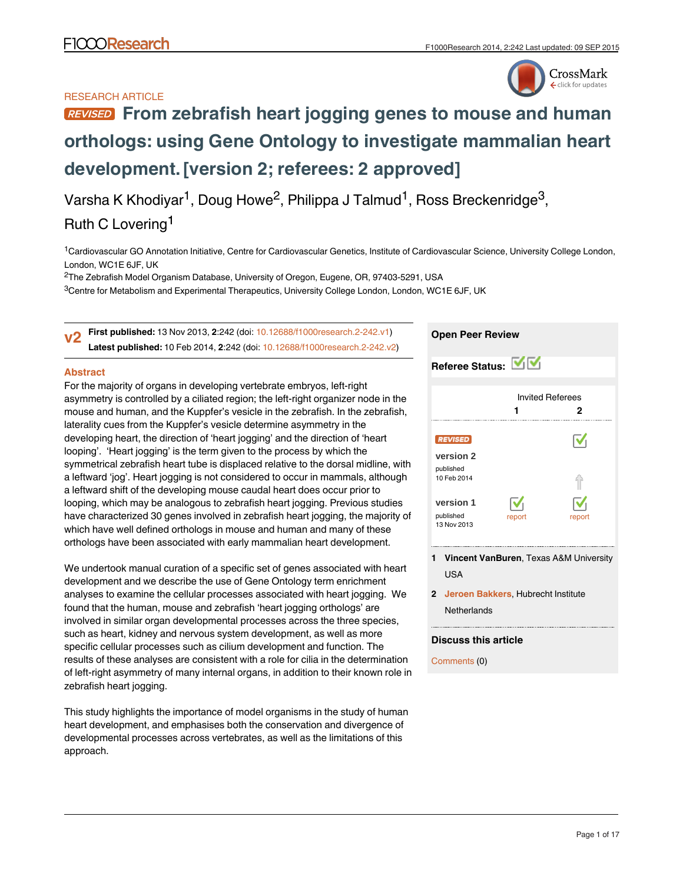RESEARCH ARTICLE

# REVISED From zebrafish heart jogging genes to mouse and human orthologs: using Gene Ontology to investigate mammalian heart development. [version 2; referees: 2 approved]

Varsha K Khodiyar[1], Doug Howe[2], Philippa J Talmud[1], Ross Breckenridge[3], Ruth C Lovering[1]

[1]Cardiovascular GO Annotation Initiative, Centre for Cardiovascular Genetics, Institute of Cardiovascular Science, University College London, London, WC1E 6JF, UK

[2]The Zebrafish Model Organism Database, University of Oregon, Eugene, OR, 97403-5291, USA

[3]Centre for Metabolism and Experimental Therapeutics, University College London, London, WC1E 6JF, UK

**v2** **First published:** 13 Nov 2013, **2**:242 (doi: 10.12688/f1000research.2-242.v1)
**Latest published:** 10 Feb 2014, **2**:242 (doi: 10.12688/f1000research.2-242.v2)

## Abstract

For the majority of organs in developing vertebrate embryos, left-right asymmetry is controlled by a ciliated region; the left-right organizer node in the mouse and human, and the Kuppfer's vesicle in the zebrafish. In the zebrafish, laterality cues from the Kuppfer's vesicle determine asymmetry in the developing heart, the direction of 'heart jogging' and the direction of 'heart looping'. 'Heart jogging' is the term given to the process by which the symmetrical zebrafish heart tube is displaced relative to the dorsal midline, with a leftward 'jog'. Heart jogging is not considered to occur in mammals, although a leftward shift of the developing mouse caudal heart does occur prior to looping, which may be analogous to zebrafish heart jogging. Previous studies have characterized 30 genes involved in zebrafish heart jogging, the majority of which have well defined orthologs in mouse and human and many of these orthologs have been associated with early mammalian heart development.

We undertook manual curation of a specific set of genes associated with heart development and we describe the use of Gene Ontology term enrichment analyses to examine the cellular processes associated with heart jogging. We found that the human, mouse and zebrafish 'heart jogging orthologs' are involved in similar organ developmental processes across the three species, such as heart, kidney and nervous system development, as well as more specific cellular processes such as cilium development and function. The results of these analyses are consistent with a role for cilia in the determination of left-right asymmetry of many internal organs, in addition to their known role in zebrafish heart jogging.

This study highlights the importance of model organisms in the study of human heart development, and emphasises both the conservation and divergence of developmental processes across vertebrates, as well as the limitations of this approach.

## Open Peer Review

**Referee Status:** ✓ ✓

| | Invited Referees 1 | Invited Referees 2 |
|---|---|---|
| REVISED version 2 published 10 Feb 2014 | | ✓ |
| version 1 published 13 Nov 2013 | ✓ report | ✓ report |

1 **Vincent VanBuren**, Texas A&M University USA

2 **Jeroen Bakkers**, Hubrecht Institute Netherlands

### Discuss this article

Comments (0)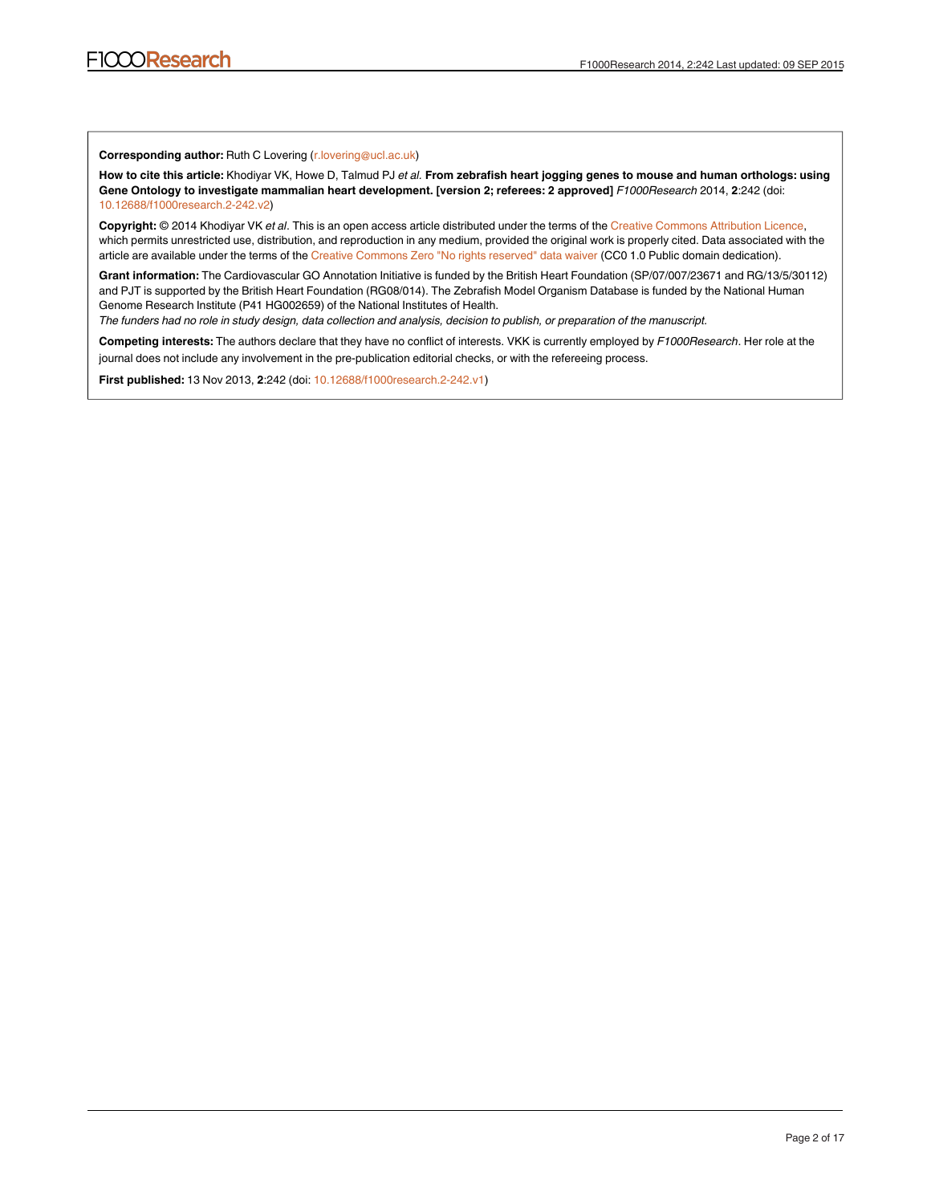**Corresponding author:** Ruth C Lovering (r.lovering@ucl.ac.uk)

**How to cite this article:** Khodiyar VK, Howe D, Talmud PJ *et al.* **From zebrafish heart jogging genes to mouse and human orthologs: using Gene Ontology to investigate mammalian heart development. [version 2; referees: 2 approved]** *F1000Research* 2014, **2**:242 (doi: 10.12688/f1000research.2-242.v2)

**Copyright:** © 2014 Khodiyar VK *et al*. This is an open access article distributed under the terms of the Creative Commons Attribution Licence, which permits unrestricted use, distribution, and reproduction in any medium, provided the original work is properly cited. Data associated with the article are available under the terms of the Creative Commons Zero "No rights reserved" data waiver (CC0 1.0 Public domain dedication).

**Grant information:** The Cardiovascular GO Annotation Initiative is funded by the British Heart Foundation (SP/07/007/23671 and RG/13/5/30112) and PJT is supported by the British Heart Foundation (RG08/014). The Zebrafish Model Organism Database is funded by the National Human Genome Research Institute (P41 HG002659) of the National Institutes of Health.

*The funders had no role in study design, data collection and analysis, decision to publish, or preparation of the manuscript.*

**Competing interests:** The authors declare that they have no conflict of interests. VKK is currently employed by *F1000Research*. Her role at the journal does not include any involvement in the pre-publication editorial checks, or with the refereeing process.

**First published:** 13 Nov 2013, **2**:242 (doi: 10.12688/f1000research.2-242.v1)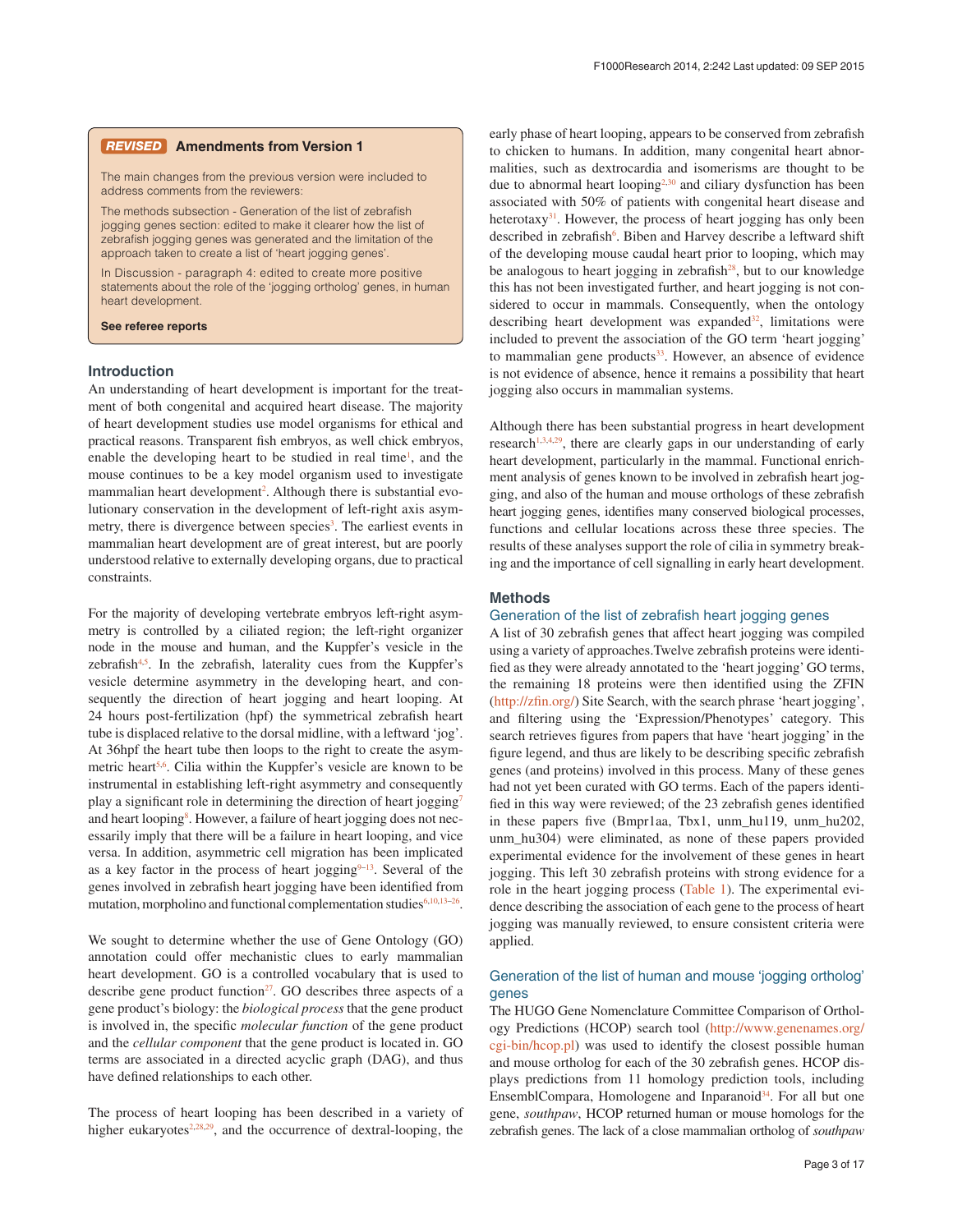**REVISED** **Amendments from Version 1**

The main changes from the previous version were included to address comments from the reviewers:

The methods subsection - Generation of the list of zebrafish jogging genes section: edited to make it clearer how the list of zebrafish jogging genes was generated and the limitation of the approach taken to create a list of 'heart jogging genes'.

In Discussion - paragraph 4: edited to create more positive statements about the role of the 'jogging ortholog' genes, in human heart development.

**See referee reports**

## Introduction

An understanding of heart development is important for the treatment of both congenital and acquired heart disease. The majority of heart development studies use model organisms for ethical and practical reasons. Transparent fish embryos, as well chick embryos, enable the developing heart to be studied in real time[1], and the mouse continues to be a key model organism used to investigate mammalian heart development[2]. Although there is substantial evolutionary conservation in the development of left-right axis asymmetry, there is divergence between species[3]. The earliest events in mammalian heart development are of great interest, but are poorly understood relative to externally developing organs, due to practical constraints.

For the majority of developing vertebrate embryos left-right asymmetry is controlled by a ciliated region; the left-right organizer node in the mouse and human, and the Kuppfer's vesicle in the zebrafish[4,5]. In the zebrafish, laterality cues from the Kuppfer's vesicle determine asymmetry in the developing heart, and consequently the direction of heart jogging and heart looping. At 24 hours post-fertilization (hpf) the symmetrical zebrafish heart tube is displaced relative to the dorsal midline, with a leftward 'jog'. At 36hpf the heart tube then loops to the right to create the asymmetric heart[5,6]. Cilia within the Kuppfer's vesicle are known to be instrumental in establishing left-right asymmetry and consequently play a significant role in determining the direction of heart jogging[7] and heart looping[8]. However, a failure of heart jogging does not necessarily imply that there will be a failure in heart looping, and vice versa. In addition, asymmetric cell migration has been implicated as a key factor in the process of heart jogging[9–13]. Several of the genes involved in zebrafish heart jogging have been identified from mutation, morpholino and functional complementation studies[6,10,13–26].

We sought to determine whether the use of Gene Ontology (GO) annotation could offer mechanistic clues to early mammalian heart development. GO is a controlled vocabulary that is used to describe gene product function[27]. GO describes three aspects of a gene product's biology: the *biological process* that the gene product is involved in, the specific *molecular function* of the gene product and the *cellular component* that the gene product is located in. GO terms are associated in a directed acyclic graph (DAG), and thus have defined relationships to each other.

The process of heart looping has been described in a variety of higher eukaryotes[2,28,29], and the occurrence of dextral-looping, the early phase of heart looping, appears to be conserved from zebrafish to chicken to humans. In addition, many congenital heart abnormalities, such as dextrocardia and isomerisms are thought to be due to abnormal heart looping[2,30] and ciliary dysfunction has been associated with 50% of patients with congenital heart disease and heterotaxy[31]. However, the process of heart jogging has only been described in zebrafish[6]. Biben and Harvey describe a leftward shift of the developing mouse caudal heart prior to looping, which may be analogous to heart jogging in zebrafish[28], but to our knowledge this has not been investigated further, and heart jogging is not considered to occur in mammals. Consequently, when the ontology describing heart development was expanded[32], limitations were included to prevent the association of the GO term 'heart jogging' to mammalian gene products[33]. However, an absence of evidence is not evidence of absence, hence it remains a possibility that heart jogging also occurs in mammalian systems.

Although there has been substantial progress in heart development research[1,3,4,29], there are clearly gaps in our understanding of early heart development, particularly in the mammal. Functional enrichment analysis of genes known to be involved in zebrafish heart jogging, and also of the human and mouse orthologs of these zebrafish heart jogging genes, identifies many conserved biological processes, functions and cellular locations across these three species. The results of these analyses support the role of cilia in symmetry breaking and the importance of cell signalling in early heart development.

## Methods

### Generation of the list of zebrafish heart jogging genes

A list of 30 zebrafish genes that affect heart jogging was compiled using a variety of approaches.Twelve zebrafish proteins were identified as they were already annotated to the 'heart jogging' GO terms, the remaining 18 proteins were then identified using the ZFIN (http://zfin.org/) Site Search, with the search phrase 'heart jogging', and filtering using the 'Expression/Phenotypes' category. This search retrieves figures from papers that have 'heart jogging' in the figure legend, and thus are likely to be describing specific zebrafish genes (and proteins) involved in this process. Many of these genes had not yet been curated with GO terms. Each of the papers identified in this way were reviewed; of the 23 zebrafish genes identified in these papers five (Bmpr1aa, Tbx1, unm_hu119, unm_hu202, unm_hu304) were eliminated, as none of these papers provided experimental evidence for the involvement of these genes in heart jogging. This left 30 zebrafish proteins with strong evidence for a role in the heart jogging process (Table 1). The experimental evidence describing the association of each gene to the process of heart jogging was manually reviewed, to ensure consistent criteria were applied.

### Generation of the list of human and mouse 'jogging ortholog' genes

The HUGO Gene Nomenclature Committee Comparison of Orthology Predictions (HCOP) search tool (http://www.genenames.org/cgi-bin/hcop.pl) was used to identify the closest possible human and mouse ortholog for each of the 30 zebrafish genes. HCOP displays predictions from 11 homology prediction tools, including EnsemblCompara, Homologene and Inparanoid[34]. For all but one gene, *southpaw*, HCOP returned human or mouse homologs for the zebrafish genes. The lack of a close mammalian ortholog of *southpaw*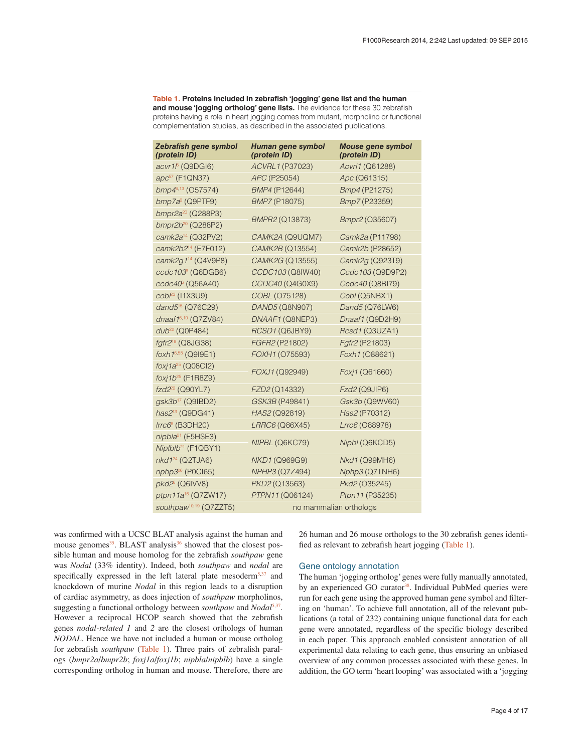**Table 1. Proteins included in zebrafish 'jogging' gene list and the human and mouse 'jogging ortholog' gene lists.** The evidence for these 30 zebrafish proteins having a role in heart jogging comes from mutant, morpholino or functional complementation studies, as described in the associated publications.

| *Zebrafish gene symbol (protein ID)* | *Human gene symbol (protein ID)* | *Mouse gene symbol (protein ID)* |
|---|---|---|
| *acvr1l*[8] (Q9DGI6) | *ACVRL1* (P37023) | *Acvrl1* (Q61288) |
| *apc*[57] (F1QN37) | *APC* (P25054) | *Apc* (Q61315) |
| *bmp4*[6,13] (O57574) | *BMP4* (P12644) | *Bmp4* (P21275) |
| *bmp7a*[6] (Q9PTF9) | *BMP7* (P18075) | *Bmp7* (P23359) |
| *bmpr2a*[20] (Q288P3) *bmpr2b*[20] (Q288P2) | *BMPR2* (Q13873) | *Bmpr2* (O35607) |
| *camk2a*[14] (Q32PV2) | *CAMK2A* (Q9UQM7) | *Camk2a* (P11798) |
| *camk2b2*[14] (E7F012) | *CAMK2B* (Q13554) | *Camk2b* (P28652) |
| *camk2g1*[14] (Q4V9P8) | *CAMK2G* (Q13555) | *Camk2g* (Q923T9) |
| *ccdc103*[6] (Q6DGB6) | *CCDC103* (Q8IW40) | *Ccdc103* (Q9D9P2) |
| *ccdc40*[6] (Q56A40) | *CCDC40* (Q4G0X9) | *Ccdc40* (Q8BI79) |
| *cobl*[23] (I1X3U9) | *COBL* (O75128) | *Cobl* (Q5NBX1) |
| *dand5*[15] (Q76C29) | *DAND5* (Q8N907) | *Dand5* (Q76LW6) |
| *dnaaf1*[6,10] (Q7ZV84) | *DNAAF1* (Q8NEP3) | *Dnaaf1* (Q9D2H9) |
| *dub*[22] (Q0P484) | *RCSD1* (Q6JBY9) | *Rcsd1* (Q3UZA1) |
| *fgfr2*[18] (Q8JG38) | *FGFR2* (P21802) | *Fgfr2* (P21803) |
| *foxh1*[6,58] (Q9I9E1) | *FOXH1* (O75593) | *Foxh1* (O88621) |
| *foxj1a*[25] (Q08CI2) *foxj1b*[25] (F1R8Z9) | *FOXJ1* (Q92949) | *Foxj1* (Q61660) |
| *fzd2*[62] (Q90YL7) | *FZD2* (Q14332) | *Fzd2* (Q9JIP6) |
| *gsk3b*[17] (Q9IBD2) | *GSK3B* (P49841) | *Gsk3b* (Q9WV60) |
| *has2*[13] (Q9DG41) | *HAS2* (Q92819) | *Has2* (P70312) |
| *lrrc6*[6] (B3DH20) | *LRRC6* (Q86X45) | *Lrrc6* (O88978) |
| *nipbla*[21] (F5HSE3) *Niplblb*[21] (F1QBY1) | *NIPBL* (Q6KC79) | *Nipbl* (Q6KCD5) |
| *nkd1*[24] (Q2TJA6) | *NKD1* (Q969G9) | *Nkd1* (Q99MH6) |
| *nphp3*[26] (P0CI65) | *NPHP3* (Q7Z494) | *Nphp3* (Q7TNH6) |
| *pkd2*[6] (Q6IVV8) | *PKD2* (Q13563) | *Pkd2* (O35245) |
| *ptpn11a*[16] (Q7ZW17) | *PTPN11* (Q06124) | *Ptpn11* (P35235) |
| *southpaw*[10,19] (Q7ZZT5) | no mammalian orthologs | |

was confirmed with a UCSC BLAT analysis against the human and mouse genomes[35]. BLAST analysis[36] showed that the closest possible human and mouse homolog for the zebrafish *southpaw* gene was *Nodal* (33% identity). Indeed, both *southpaw* and *nodal* are specifically expressed in the left lateral plate mesoderm[5,37] and knockdown of murine *Nodal* in this region leads to a disruption of cardiac asymmetry, as does injection of *southpaw* morpholinos, suggesting a functional orthology between *southpaw* and *Nodal*[5,37]. However a reciprocal HCOP search showed that the zebrafish genes *nodal-related 1* and *2* are the closest orthologs of human *NODAL*. Hence we have not included a human or mouse ortholog for zebrafish *southpaw* (Table 1). Three pairs of zebrafish paralogs (*bmpr2a*/*bmpr2b*; *foxj1a*/*foxj1b*; *nipbla*/*nipblb*) have a single corresponding ortholog in human and mouse. Therefore, there are 26 human and 26 mouse orthologs to the 30 zebrafish genes identified as relevant to zebrafish heart jogging (Table 1).

## Gene ontology annotation

The human 'jogging ortholog' genes were fully manually annotated, by an experienced GO curator[38]. Individual PubMed queries were run for each gene using the approved human gene symbol and filtering on 'human'. To achieve full annotation, all of the relevant publications (a total of 232) containing unique functional data for each gene were annotated, regardless of the specific biology described in each paper. This approach enabled consistent annotation of all experimental data relating to each gene, thus ensuring an unbiased overview of any common processes associated with these genes. In addition, the GO term 'heart looping' was associated with a 'jogging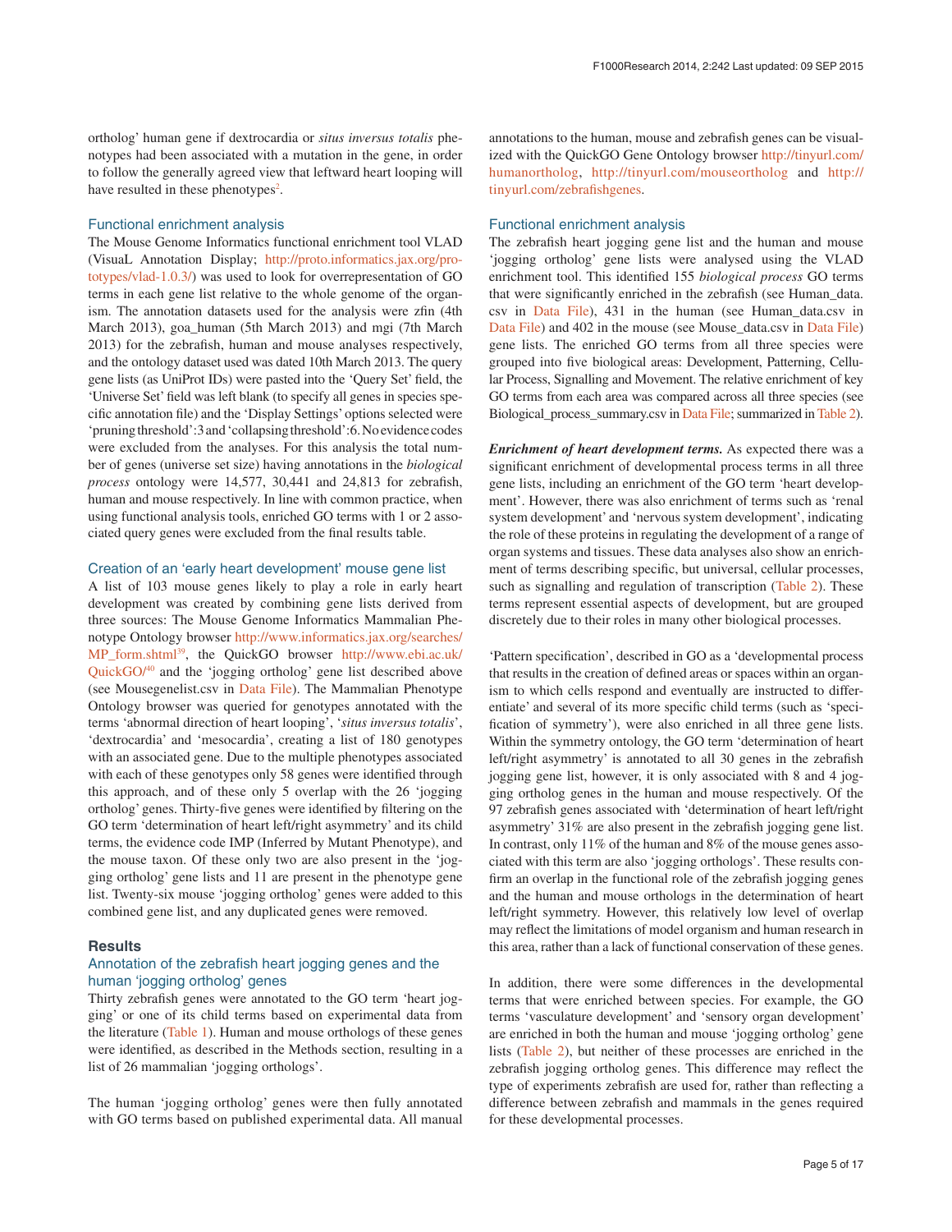ortholog' human gene if dextrocardia or *situs inversus totalis* phenotypes had been associated with a mutation in the gene, in order to follow the generally agreed view that leftward heart looping will have resulted in these phenotypes[2].

### Functional enrichment analysis

The Mouse Genome Informatics functional enrichment tool VLAD (VisuaL Annotation Display; http://proto.informatics.jax.org/prototypes/vlad-1.0.3/) was used to look for overrepresentation of GO terms in each gene list relative to the whole genome of the organism. The annotation datasets used for the analysis were zfin (4th March 2013), goa_human (5th March 2013) and mgi (7th March 2013) for the zebrafish, human and mouse analyses respectively, and the ontology dataset used was dated 10th March 2013. The query gene lists (as UniProt IDs) were pasted into the 'Query Set' field, the 'Universe Set' field was left blank (to specify all genes in species specific annotation file) and the 'Display Settings' options selected were 'pruning threshold':3 and 'collapsing threshold':6. No evidence codes were excluded from the analyses. For this analysis the total number of genes (universe set size) having annotations in the *biological process* ontology were 14,577, 30,441 and 24,813 for zebrafish, human and mouse respectively. In line with common practice, when using functional analysis tools, enriched GO terms with 1 or 2 associated query genes were excluded from the final results table.

### Creation of an 'early heart development' mouse gene list

A list of 103 mouse genes likely to play a role in early heart development was created by combining gene lists derived from three sources: The Mouse Genome Informatics Mammalian Phenotype Ontology browser http://www.informatics.jax.org/searches/MP_form.shtml[39], the QuickGO browser http://www.ebi.ac.uk/QuickGO/[40] and the 'jogging ortholog' gene list described above (see Mousegenelist.csv in Data File). The Mammalian Phenotype Ontology browser was queried for genotypes annotated with the terms 'abnormal direction of heart looping', '*situs inversus totalis*', 'dextrocardia' and 'mesocardia', creating a list of 180 genotypes with an associated gene. Due to the multiple phenotypes associated with each of these genotypes only 58 genes were identified through this approach, and of these only 5 overlap with the 26 'jogging ortholog' genes. Thirty-five genes were identified by filtering on the GO term 'determination of heart left/right asymmetry' and its child terms, the evidence code IMP (Inferred by Mutant Phenotype), and the mouse taxon. Of these only two are also present in the 'jogging ortholog' gene lists and 11 are present in the phenotype gene list. Twenty-six mouse 'jogging ortholog' genes were added to this combined gene list, and any duplicated genes were removed.

## Results

### Annotation of the zebrafish heart jogging genes and the human 'jogging ortholog' genes

Thirty zebrafish genes were annotated to the GO term 'heart jogging' or one of its child terms based on experimental data from the literature (Table 1). Human and mouse orthologs of these genes were identified, as described in the Methods section, resulting in a list of 26 mammalian 'jogging orthologs'.

The human 'jogging ortholog' genes were then fully annotated with GO terms based on published experimental data. All manual annotations to the human, mouse and zebrafish genes can be visualized with the QuickGO Gene Ontology browser http://tinyurl.com/humanortholog, http://tinyurl.com/mouseortholog and http://tinyurl.com/zebrafishgenes.

### Functional enrichment analysis

The zebrafish heart jogging gene list and the human and mouse 'jogging ortholog' gene lists were analysed using the VLAD enrichment tool. This identified 155 *biological process* GO terms that were significantly enriched in the zebrafish (see Human_data.csv in Data File), 431 in the human (see Human_data.csv in Data File) and 402 in the mouse (see Mouse_data.csv in Data File) gene lists. The enriched GO terms from all three species were grouped into five biological areas: Development, Patterning, Cellular Process, Signalling and Movement. The relative enrichment of key GO terms from each area was compared across all three species (see Biological_process_summary.csv in Data File; summarized in Table 2).

***Enrichment of heart development terms.*** As expected there was a significant enrichment of developmental process terms in all three gene lists, including an enrichment of the GO term 'heart development'. However, there was also enrichment of terms such as 'renal system development' and 'nervous system development', indicating the role of these proteins in regulating the development of a range of organ systems and tissues. These data analyses also show an enrichment of terms describing specific, but universal, cellular processes, such as signalling and regulation of transcription (Table 2). These terms represent essential aspects of development, but are grouped discretely due to their roles in many other biological processes.

'Pattern specification', described in GO as a 'developmental process that results in the creation of defined areas or spaces within an organism to which cells respond and eventually are instructed to differentiate' and several of its more specific child terms (such as 'specification of symmetry'), were also enriched in all three gene lists. Within the symmetry ontology, the GO term 'determination of heart left/right asymmetry' is annotated to all 30 genes in the zebrafish jogging gene list, however, it is only associated with 8 and 4 jogging ortholog genes in the human and mouse respectively. Of the 97 zebrafish genes associated with 'determination of heart left/right asymmetry' 31% are also present in the zebrafish jogging gene list. In contrast, only 11% of the human and 8% of the mouse genes associated with this term are also 'jogging orthologs'. These results confirm an overlap in the functional role of the zebrafish jogging genes and the human and mouse orthologs in the determination of heart left/right symmetry. However, this relatively low level of overlap may reflect the limitations of model organism and human research in this area, rather than a lack of functional conservation of these genes.

In addition, there were some differences in the developmental terms that were enriched between species. For example, the GO terms 'vasculature development' and 'sensory organ development' are enriched in both the human and mouse 'jogging ortholog' gene lists (Table 2), but neither of these processes are enriched in the zebrafish jogging ortholog genes. This difference may reflect the type of experiments zebrafish are used for, rather than reflecting a difference between zebrafish and mammals in the genes required for these developmental processes.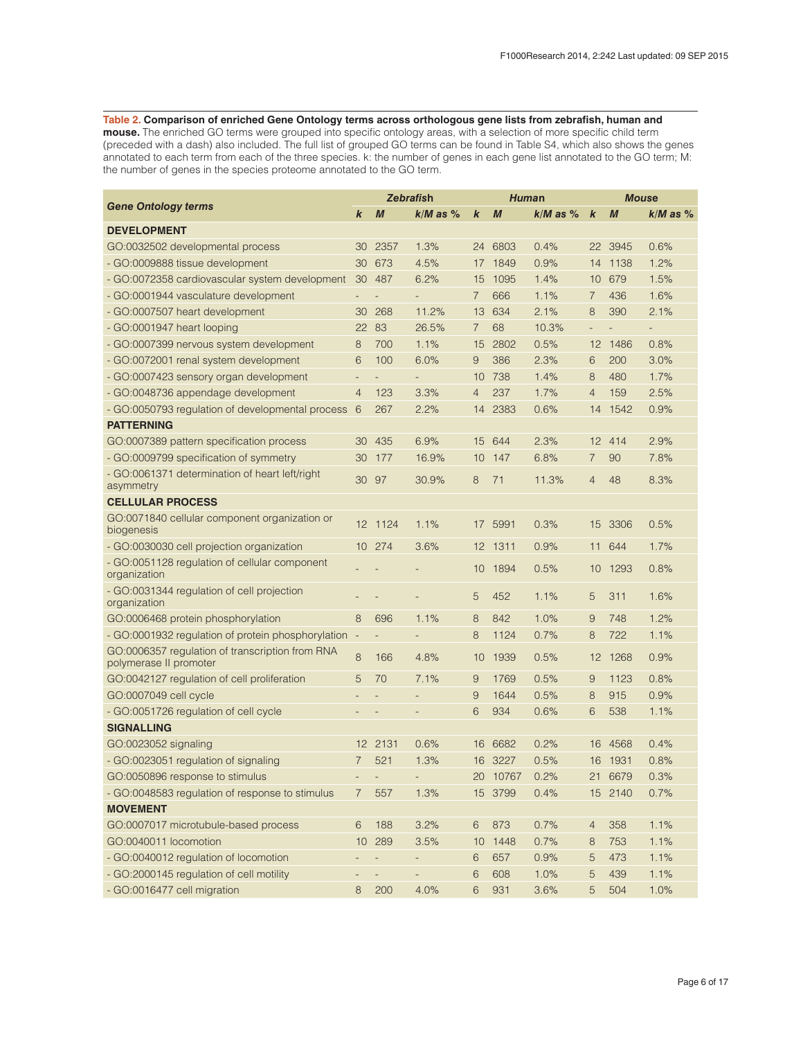**Table 2. Comparison of enriched Gene Ontology terms across orthologous gene lists from zebrafish, human and mouse.** The enriched GO terms were grouped into specific ontology areas, with a selection of more specific child term (preceded with a dash) also included. The full list of grouped GO terms can be found in Table S4, which also shows the genes annotated to each term from each of the three species. k: the number of genes in each gene list annotated to the GO term; M: the number of genes in the species proteome annotated to the GO term.

| Gene Ontology terms | Zebrafish | | | Human | | | Mouse | | |
|---|---|---|---|---|---|---|---|---|---|
| | *k* | *M* | *k*/*M* as % | *k* | *M* | *k*/*M* as % | *k* | *M* | *k*/*M* as % |
| **DEVELOPMENT** | | | | | | | | | |
| GO:0032502 developmental process | 30 | 2357 | 1.3% | 24 | 6803 | 0.4% | 22 | 3945 | 0.6% |
| - GO:0009888 tissue development | 30 | 673 | 4.5% | 17 | 1849 | 0.9% | 14 | 1138 | 1.2% |
| - GO:0072358 cardiovascular system development | 30 | 487 | 6.2% | 15 | 1095 | 1.4% | 10 | 679 | 1.5% |
| - GO:0001944 vasculature development | - | - | - | 7 | 666 | 1.1% | 7 | 436 | 1.6% |
| - GO:0007507 heart development | 30 | 268 | 11.2% | 13 | 634 | 2.1% | 8 | 390 | 2.1% |
| - GO:0001947 heart looping | 22 | 83 | 26.5% | 7 | 68 | 10.3% | - | - | - |
| - GO:0007399 nervous system development | 8 | 700 | 1.1% | 15 | 2802 | 0.5% | 12 | 1486 | 0.8% |
| - GO:0072001 renal system development | 6 | 100 | 6.0% | 9 | 386 | 2.3% | 6 | 200 | 3.0% |
| - GO:0007423 sensory organ development | - | - | - | 10 | 738 | 1.4% | 8 | 480 | 1.7% |
| - GO:0048736 appendage development | 4 | 123 | 3.3% | 4 | 237 | 1.7% | 4 | 159 | 2.5% |
| - GO:0050793 regulation of developmental process | 6 | 267 | 2.2% | 14 | 2383 | 0.6% | 14 | 1542 | 0.9% |
| **PATTERNING** | | | | | | | | | |
| GO:0007389 pattern specification process | 30 | 435 | 6.9% | 15 | 644 | 2.3% | 12 | 414 | 2.9% |
| - GO:0009799 specification of symmetry | 30 | 177 | 16.9% | 10 | 147 | 6.8% | 7 | 90 | 7.8% |
| - GO:0061371 determination of heart left/right asymmetry | 30 | 97 | 30.9% | 8 | 71 | 11.3% | 4 | 48 | 8.3% |
| **CELLULAR PROCESS** | | | | | | | | | |
| GO:0071840 cellular component organization or biogenesis | 12 | 1124 | 1.1% | 17 | 5991 | 0.3% | 15 | 3306 | 0.5% |
| - GO:0030030 cell projection organization | 10 | 274 | 3.6% | 12 | 1311 | 0.9% | 11 | 644 | 1.7% |
| - GO:0051128 regulation of cellular component organization | - | - | - | 10 | 1894 | 0.5% | 10 | 1293 | 0.8% |
| - GO:0031344 regulation of cell projection organization | - | - | - | 5 | 452 | 1.1% | 5 | 311 | 1.6% |
| GO:0006468 protein phosphorylation | 8 | 696 | 1.1% | 8 | 842 | 1.0% | 9 | 748 | 1.2% |
| - GO:0001932 regulation of protein phosphorylation | - | - | - | 8 | 1124 | 0.7% | 8 | 722 | 1.1% |
| GO:0006357 regulation of transcription from RNA polymerase II promoter | 8 | 166 | 4.8% | 10 | 1939 | 0.5% | 12 | 1268 | 0.9% |
| GO:0042127 regulation of cell proliferation | 5 | 70 | 7.1% | 9 | 1769 | 0.5% | 9 | 1123 | 0.8% |
| GO:0007049 cell cycle | - | - | - | 9 | 1644 | 0.5% | 8 | 915 | 0.9% |
| - GO:0051726 regulation of cell cycle | - | - | - | 6 | 934 | 0.6% | 6 | 538 | 1.1% |
| **SIGNALLING** | | | | | | | | | |
| GO:0023052 signaling | 12 | 2131 | 0.6% | 16 | 6682 | 0.2% | 16 | 4568 | 0.4% |
| - GO:0023051 regulation of signaling | 7 | 521 | 1.3% | 16 | 3227 | 0.5% | 16 | 1931 | 0.8% |
| GO:0050896 response to stimulus | - | - | - | 20 | 10767 | 0.2% | 21 | 6679 | 0.3% |
| - GO:0048583 regulation of response to stimulus | 7 | 557 | 1.3% | 15 | 3799 | 0.4% | 15 | 2140 | 0.7% |
| **MOVEMENT** | | | | | | | | | |
| GO:0007017 microtubule-based process | 6 | 188 | 3.2% | 6 | 873 | 0.7% | 4 | 358 | 1.1% |
| GO:0040011 locomotion | 10 | 289 | 3.5% | 10 | 1448 | 0.7% | 8 | 753 | 1.1% |
| - GO:0040012 regulation of locomotion | - | - | - | 6 | 657 | 0.9% | 5 | 473 | 1.1% |
| - GO:2000145 regulation of cell motility | - | - | - | 6 | 608 | 1.0% | 5 | 439 | 1.1% |
| - GO:0016477 cell migration | 8 | 200 | 4.0% | 6 | 931 | 3.6% | 5 | 504 | 1.0% |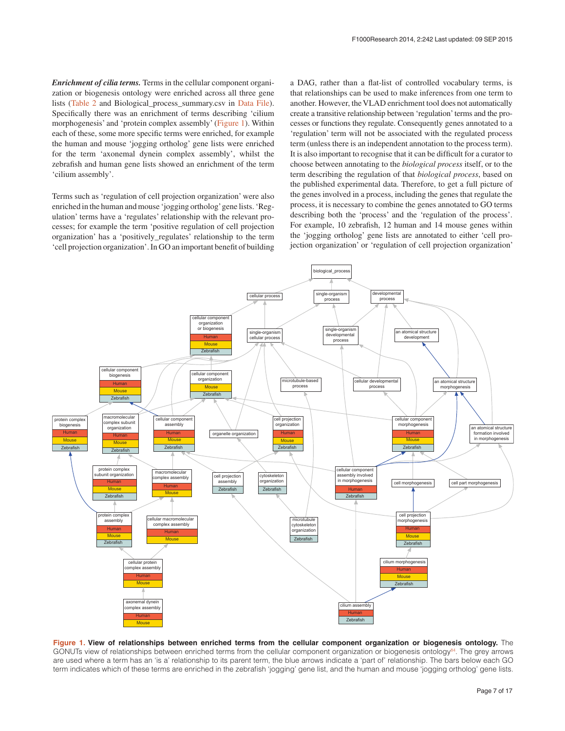***Enrichment of cilia terms.*** Terms in the cellular component organization or biogenesis ontology were enriched across all three gene lists (Table 2 and Biological_process_summary.csv in Data File). Specifically there was an enrichment of terms describing 'cilium morphogenesis' and 'protein complex assembly' (Figure 1). Within each of these, some more specific terms were enriched, for example the human and mouse 'jogging ortholog' gene lists were enriched for the term 'axonemal dynein complex assembly', whilst the zebrafish and human gene lists showed an enrichment of the term 'cilium assembly'.

Terms such as 'regulation of cell projection organization' were also enriched in the human and mouse 'jogging ortholog' gene lists. 'Regulation' terms have a 'regulates' relationship with the relevant processes; for example the term 'positive regulation of cell projection organization' has a 'positively_regulates' relationship to the term 'cell projection organization'. In GO an important benefit of building a DAG, rather than a flat-list of controlled vocabulary terms, is that relationships can be used to make inferences from one term to another. However, the VLAD enrichment tool does not automatically create a transitive relationship between 'regulation' terms and the processes or functions they regulate. Consequently genes annotated to a 'regulation' term will not be associated with the regulated process term (unless there is an independent annotation to the process term). It is also important to recognise that it can be difficult for a curator to choose between annotating to the *biological process* itself, or to the term describing the regulation of that *biological process*, based on the published experimental data. Therefore, to get a full picture of the genes involved in a process, including the genes that regulate the process, it is necessary to combine the genes annotated to GO terms describing both the 'process' and the 'regulation of the process'. For example, 10 zebrafish, 12 human and 14 mouse genes within the 'jogging ortholog' gene lists are annotated to either 'cell projection organization' or 'regulation of cell projection organization'

**Figure 1. View of relationships between enriched terms from the cellular component organization or biogenesis ontology.** The GONUTs view of relationships between enriched terms from the cellular component organization or biogenesis ontology[84]. The grey arrows are used where a term has an 'is a' relationship to its parent term, the blue arrows indicate a 'part of' relationship. The bars below each GO term indicates which of these terms are enriched in the zebrafish 'jogging' gene list, and the human and mouse 'jogging ortholog' gene lists.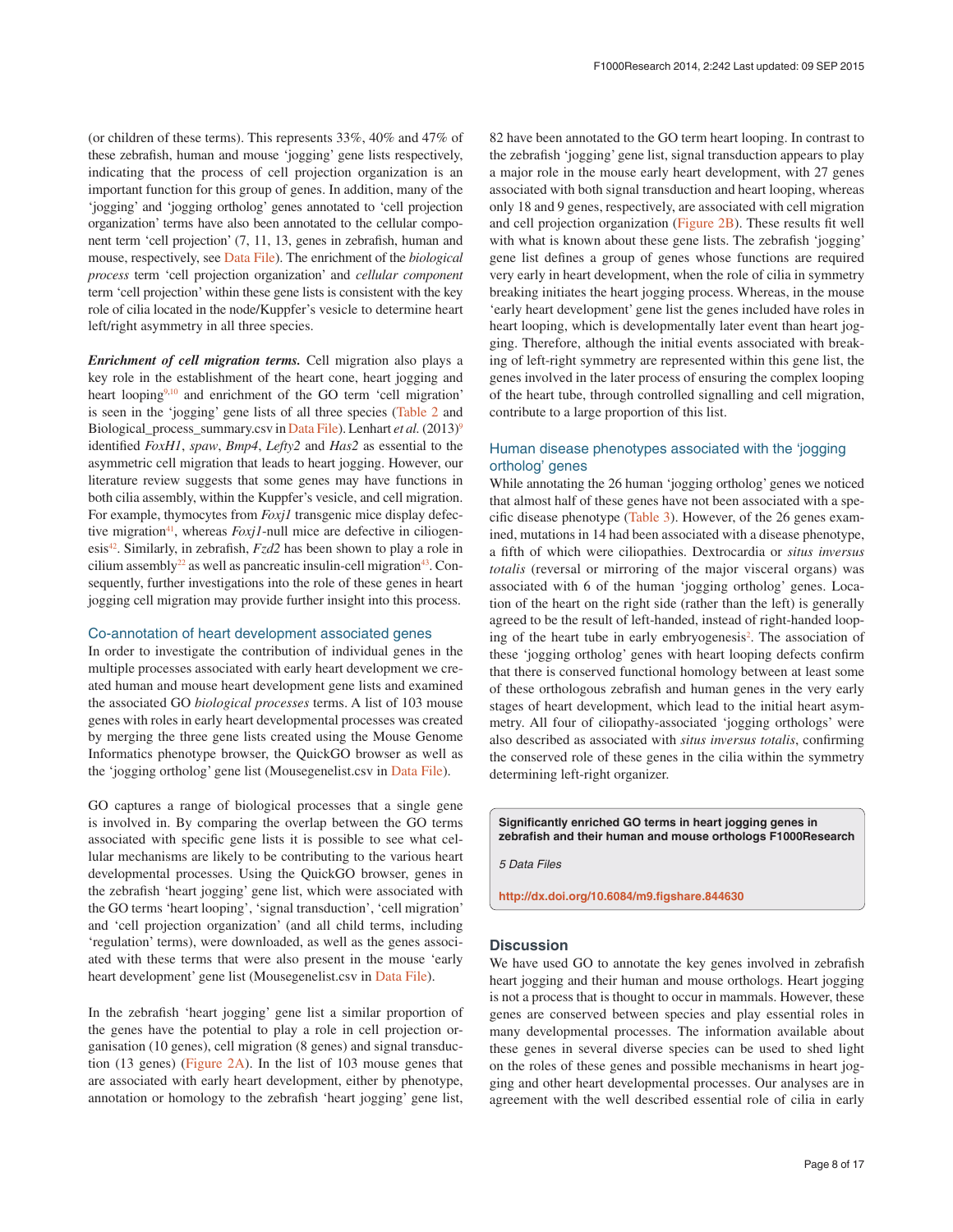(or children of these terms). This represents 33%, 40% and 47% of these zebrafish, human and mouse 'jogging' gene lists respectively, indicating that the process of cell projection organization is an important function for this group of genes. In addition, many of the 'jogging' and 'jogging ortholog' genes annotated to 'cell projection organization' terms have also been annotated to the cellular component term 'cell projection' (7, 11, 13, genes in zebrafish, human and mouse, respectively, see Data File). The enrichment of the *biological process* term 'cell projection organization' and *cellular component* term 'cell projection' within these gene lists is consistent with the key role of cilia located in the node/Kuppfer's vesicle to determine heart left/right asymmetry in all three species.

***Enrichment of cell migration terms.*** Cell migration also plays a key role in the establishment of the heart cone, heart jogging and heart looping[9,10] and enrichment of the GO term 'cell migration' is seen in the 'jogging' gene lists of all three species (Table 2 and Biological_process_summary.csv in Data File). Lenhart *et al.* (2013)[9] identified *FoxH1*, *spaw*, *Bmp4*, *Lefty2* and *Has2* as essential to the asymmetric cell migration that leads to heart jogging. However, our literature review suggests that some genes may have functions in both cilia assembly, within the Kuppfer's vesicle, and cell migration. For example, thymocytes from *Foxj1* transgenic mice display defective migration[41], whereas *Foxj1*-null mice are defective in ciliogenesis[42]. Similarly, in zebrafish, *Fzd2* has been shown to play a role in cilium assembly[22] as well as pancreatic insulin-cell migration[43]. Consequently, further investigations into the role of these genes in heart jogging cell migration may provide further insight into this process.

## Co-annotation of heart development associated genes

In order to investigate the contribution of individual genes in the multiple processes associated with early heart development we created human and mouse heart development gene lists and examined the associated GO *biological processes* terms. A list of 103 mouse genes with roles in early heart developmental processes was created by merging the three gene lists created using the Mouse Genome Informatics phenotype browser, the QuickGO browser as well as the 'jogging ortholog' gene list (Mousegenelist.csv in Data File).

GO captures a range of biological processes that a single gene is involved in. By comparing the overlap between the GO terms associated with specific gene lists it is possible to see what cellular mechanisms are likely to be contributing to the various heart developmental processes. Using the QuickGO browser, genes in the zebrafish 'heart jogging' gene list, which were associated with the GO terms 'heart looping', 'signal transduction', 'cell migration' and 'cell projection organization' (and all child terms, including 'regulation' terms), were downloaded, as well as the genes associated with these terms that were also present in the mouse 'early heart development' gene list (Mousegenelist.csv in Data File).

In the zebrafish 'heart jogging' gene list a similar proportion of the genes have the potential to play a role in cell projection organisation (10 genes), cell migration (8 genes) and signal transduction (13 genes) (Figure 2A). In the list of 103 mouse genes that are associated with early heart development, either by phenotype, annotation or homology to the zebrafish 'heart jogging' gene list, 82 have been annotated to the GO term heart looping. In contrast to the zebrafish 'jogging' gene list, signal transduction appears to play a major role in the mouse early heart development, with 27 genes associated with both signal transduction and heart looping, whereas only 18 and 9 genes, respectively, are associated with cell migration and cell projection organization (Figure 2B). These results fit well with what is known about these gene lists. The zebrafish 'jogging' gene list defines a group of genes whose functions are required very early in heart development, when the role of cilia in symmetry breaking initiates the heart jogging process. Whereas, in the mouse 'early heart development' gene list the genes included have roles in heart looping, which is developmentally later event than heart jogging. Therefore, although the initial events associated with breaking of left-right symmetry are represented within this gene list, the genes involved in the later process of ensuring the complex looping of the heart tube, through controlled signalling and cell migration, contribute to a large proportion of this list.

## Human disease phenotypes associated with the 'jogging ortholog' genes

While annotating the 26 human 'jogging ortholog' genes we noticed that almost half of these genes have not been associated with a specific disease phenotype (Table 3). However, of the 26 genes examined, mutations in 14 had been associated with a disease phenotype, a fifth of which were ciliopathies. Dextrocardia or *situs inversus totalis* (reversal or mirroring of the major visceral organs) was associated with 6 of the human 'jogging ortholog' genes. Location of the heart on the right side (rather than the left) is generally agreed to be the result of left-handed, instead of right-handed looping of the heart tube in early embryogenesis[2]. The association of these 'jogging ortholog' genes with heart looping defects confirm that there is conserved functional homology between at least some of these orthologous zebrafish and human genes in the very early stages of heart development, which lead to the initial heart asymmetry. All four of ciliopathy-associated 'jogging orthologs' were also described as associated with *situs inversus totalis*, confirming the conserved role of these genes in the cilia within the symmetry determining left-right organizer.

**Significantly enriched GO terms in heart jogging genes in zebrafish and their human and mouse orthologs F1000Research**

*5 Data Files*

**http://dx.doi.org/10.6084/m9.figshare.844630**

## Discussion

We have used GO to annotate the key genes involved in zebrafish heart jogging and their human and mouse orthologs. Heart jogging is not a process that is thought to occur in mammals. However, these genes are conserved between species and play essential roles in many developmental processes. The information available about these genes in several diverse species can be used to shed light on the roles of these genes and possible mechanisms in heart jogging and other heart developmental processes. Our analyses are in agreement with the well described essential role of cilia in early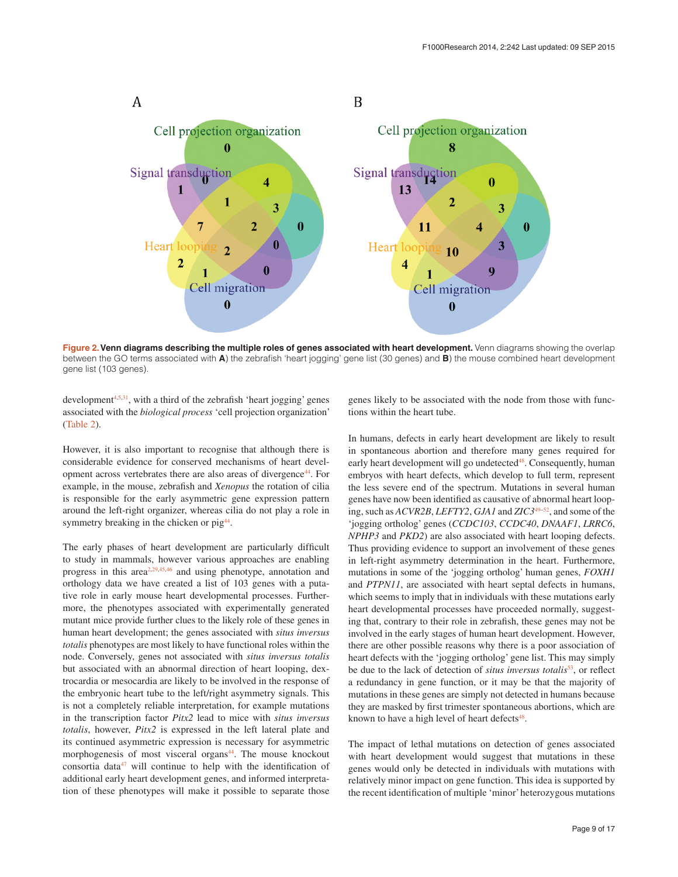**Figure 2. Venn diagrams describing the multiple roles of genes associated with heart development.** Venn diagrams showing the overlap between the GO terms associated with **A**) the zebrafish 'heart jogging' gene list (30 genes) and **B**) the mouse combined heart development gene list (103 genes).

development[4,5,31], with a third of the zebrafish 'heart jogging' genes associated with the *biological process* 'cell projection organization' (Table 2).

However, it is also important to recognise that although there is considerable evidence for conserved mechanisms of heart development across vertebrates there are also areas of divergence[44]. For example, in the mouse, zebrafish and *Xenopus* the rotation of cilia is responsible for the early asymmetric gene expression pattern around the left-right organizer, whereas cilia do not play a role in symmetry breaking in the chicken or pig[44].

The early phases of heart development are particularly difficult to study in mammals, however various approaches are enabling progress in this area[2,29,45,46] and using phenotype, annotation and orthology data we have created a list of 103 genes with a putative role in early mouse heart developmental processes. Furthermore, the phenotypes associated with experimentally generated mutant mice provide further clues to the likely role of these genes in human heart development; the genes associated with *situs inversus totalis* phenotypes are most likely to have functional roles within the node. Conversely, genes not associated with *situs inversus totalis* but associated with an abnormal direction of heart looping, dextrocardia or mesocardia are likely to be involved in the response of the embryonic heart tube to the left/right asymmetry signals. This is not a completely reliable interpretation, for example mutations in the transcription factor *Pitx2* lead to mice with *situs inversus totalis*, however, *Pitx2* is expressed in the left lateral plate and its continued asymmetric expression is necessary for asymmetric morphogenesis of most visceral organs[44]. The mouse knockout consortia data[47] will continue to help with the identification of additional early heart development genes, and informed interpretation of these phenotypes will make it possible to separate those genes likely to be associated with the node from those with functions within the heart tube.

In humans, defects in early heart development are likely to result in spontaneous abortion and therefore many genes required for early heart development will go undetected[48]. Consequently, human embryos with heart defects, which develop to full term, represent the less severe end of the spectrum. Mutations in several human genes have now been identified as causative of abnormal heart looping, such as *ACVR2B*, *LEFTY2*, *GJA1* and *ZIC3*[49–52], and some of the 'jogging ortholog' genes (*CCDC103*, *CCDC40*, *DNAAF1*, *LRRC6*, *NPHP3* and *PKD2*) are also associated with heart looping defects. Thus providing evidence to support an involvement of these genes in left-right asymmetry determination in the heart. Furthermore, mutations in some of the 'jogging ortholog' human genes, *FOXH1* and *PTPN11*, are associated with heart septal defects in humans, which seems to imply that in individuals with these mutations early heart developmental processes have proceeded normally, suggesting that, contrary to their role in zebrafish, these genes may not be involved in the early stages of human heart development. However, there are other possible reasons why there is a poor association of heart defects with the 'jogging ortholog' gene list. This may simply be due to the lack of detection of *situs inversus totalis*[53], or reflect a redundancy in gene function, or it may be that the majority of mutations in these genes are simply not detected in humans because they are masked by first trimester spontaneous abortions, which are known to have a high level of heart defects[48].

The impact of lethal mutations on detection of genes associated with heart development would suggest that mutations in these genes would only be detected in individuals with mutations with relatively minor impact on gene function. This idea is supported by the recent identification of multiple 'minor' heterozygous mutations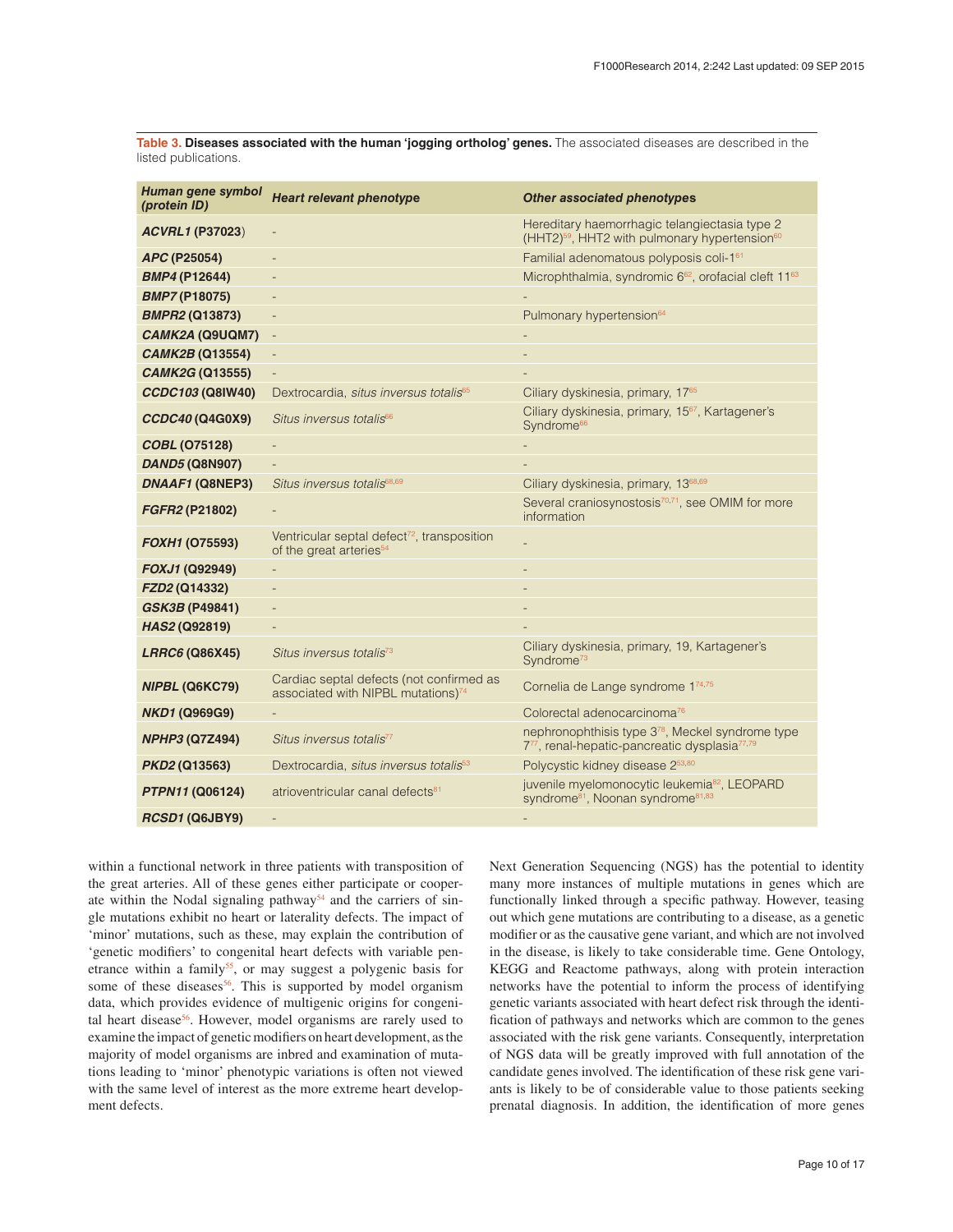**Table 3. Diseases associated with the human 'jogging ortholog' genes.** The associated diseases are described in the listed publications.

| *Human gene symbol (protein ID)* | *Heart relevant phenotype* | *Other associated phenotypes* |
|---|---|---|
| ***ACVRL1* (P37023)** | - | Hereditary haemorrhagic telangiectasia type 2 (HHT2)[59], HHT2 with pulmonary hypertension[60] |
| ***APC* (P25054)** | - | Familial adenomatous polyposis coli-1[61] |
| ***BMP4* (P12644)** | - | Microphthalmia, syndromic 6[62], orofacial cleft 11[63] |
| ***BMP7* (P18075)** | - | - |
| ***BMPR2* (Q13873)** | - | Pulmonary hypertension[64] |
| ***CAMK2A* (Q9UQM7)** | - | - |
| ***CAMK2B* (Q13554)** | - | - |
| ***CAMK2G* (Q13555)** | - | - |
| ***CCDC103* (Q8IW40)** | Dextrocardia, *situs inversus totalis*[65] | Ciliary dyskinesia, primary, 17[65] |
| ***CCDC40* (Q4G0X9)** | *Situs inversus totalis*[66] | Ciliary dyskinesia, primary, 15[67], Kartagener's Syndrome[66] |
| ***COBL* (O75128)** | - | - |
| ***DAND5* (Q8N907)** | - | - |
| ***DNAAF1* (Q8NEP3)** | *Situs inversus totalis*[68,69] | Ciliary dyskinesia, primary, 13[68,69] |
| ***FGFR2* (P21802)** | - | Several craniosynostosis[70,71], see OMIM for more information |
| ***FOXH1* (O75593)** | Ventricular septal defect[72], transposition of the great arteries[54] | - |
| ***FOXJ1* (Q92949)** | - | - |
| ***FZD2* (Q14332)** | - | - |
| ***GSK3B* (P49841)** | - | - |
| ***HAS2* (Q92819)** | - | - |
| ***LRRC6* (Q86X45)** | *Situs inversus totalis*[73] | Ciliary dyskinesia, primary, 19, Kartagener's Syndrome[73] |
| ***NIPBL* (Q6KC79)** | Cardiac septal defects (not confirmed as associated with NIPBL mutations)[74] | Cornelia de Lange syndrome 1[74,75] |
| ***NKD1* (Q969G9)** | - | Colorectal adenocarcinoma[76] |
| ***NPHP3* (Q7Z494)** | *Situs inversus totalis*[77] | nephronophthisis type 3[78], Meckel syndrome type 7[77], renal-hepatic-pancreatic dysplasia[77,79] |
| ***PKD2* (Q13563)** | Dextrocardia, *situs inversus totalis*[53] | Polycystic kidney disease 2[53,80] |
| ***PTPN11* (Q06124)** | atrioventricular canal defects[81] | juvenile myelomonocytic leukemia[82], LEOPARD syndrome[81], Noonan syndrome[81,83] |
| ***RCSD1* (Q6JBY9)** | - | - |

within a functional network in three patients with transposition of the great arteries. All of these genes either participate or cooperate within the Nodal signaling pathway[54] and the carriers of single mutations exhibit no heart or laterality defects. The impact of 'minor' mutations, such as these, may explain the contribution of 'genetic modifiers' to congenital heart defects with variable penetrance within a family[55], or may suggest a polygenic basis for some of these diseases[56]. This is supported by model organism data, which provides evidence of multigenic origins for congenital heart disease[56]. However, model organisms are rarely used to examine the impact of genetic modifiers on heart development, as the majority of model organisms are inbred and examination of mutations leading to 'minor' phenotypic variations is often not viewed with the same level of interest as the more extreme heart development defects.

Next Generation Sequencing (NGS) has the potential to identity many more instances of multiple mutations in genes which are functionally linked through a specific pathway. However, teasing out which gene mutations are contributing to a disease, as a genetic modifier or as the causative gene variant, and which are not involved in the disease, is likely to take considerable time. Gene Ontology, KEGG and Reactome pathways, along with protein interaction networks have the potential to inform the process of identifying genetic variants associated with heart defect risk through the identification of pathways and networks which are common to the genes associated with the risk gene variants. Consequently, interpretation of NGS data will be greatly improved with full annotation of the candidate genes involved. The identification of these risk gene variants is likely to be of considerable value to those patients seeking prenatal diagnosis. In addition, the identification of more genes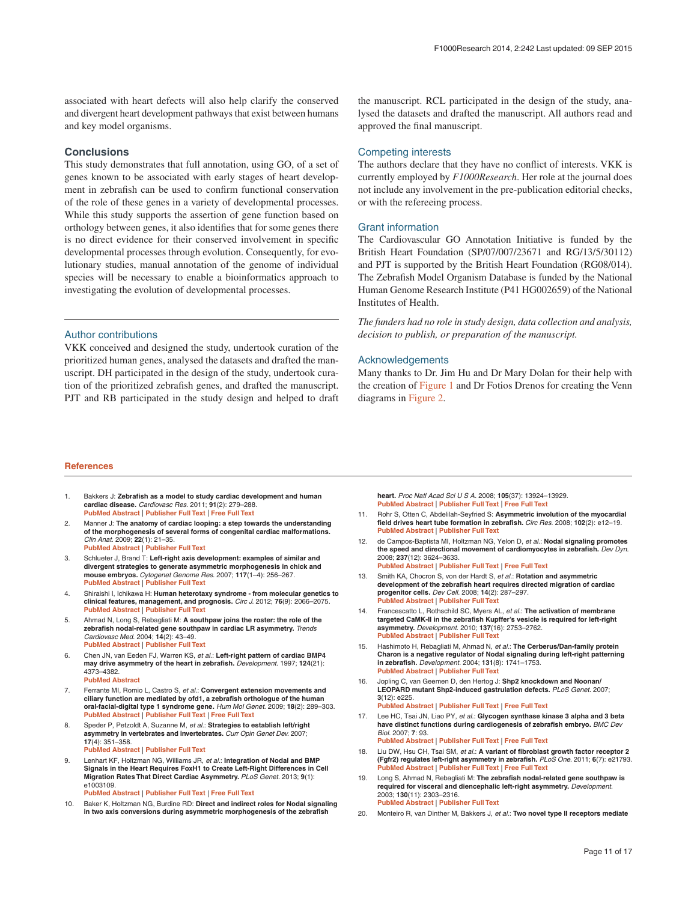associated with heart defects will also help clarify the conserved and divergent heart development pathways that exist between humans and key model organisms.

## Conclusions

This study demonstrates that full annotation, using GO, of a set of genes known to be associated with early stages of heart development in zebrafish can be used to confirm functional conservation of the role of these genes in a variety of developmental processes. While this study supports the assertion of gene function based on orthology between genes, it also identifies that for some genes there is no direct evidence for their conserved involvement in specific developmental processes through evolution. Consequently, for evolutionary studies, manual annotation of the genome of individual species will be necessary to enable a bioinformatics approach to investigating the evolution of developmental processes.

## Author contributions

VKK conceived and designed the study, undertook curation of the prioritized human genes, analysed the datasets and drafted the manuscript. DH participated in the design of the study, undertook curation of the prioritized zebrafish genes, and drafted the manuscript. PJT and RB participated in the study design and helped to draft the manuscript. RCL participated in the design of the study, analysed the datasets and drafted the manuscript. All authors read and approved the final manuscript.

## Competing interests

The authors declare that they have no conflict of interests. VKK is currently employed by *F1000Research*. Her role at the journal does not include any involvement in the pre-publication editorial checks, or with the refereeing process.

## Grant information

The Cardiovascular GO Annotation Initiative is funded by the British Heart Foundation (SP/07/007/23671 and RG/13/5/30112) and PJT is supported by the British Heart Foundation (RG08/014). The Zebrafish Model Organism Database is funded by the National Human Genome Research Institute (P41 HG002659) of the National Institutes of Health.

*The funders had no role in study design, data collection and analysis, decision to publish, or preparation of the manuscript.*

## Acknowledgements

Many thanks to Dr. Jim Hu and Dr Mary Dolan for their help with the creation of Figure 1 and Dr Fotios Drenos for creating the Venn diagrams in Figure 2.

## References

1. Bakkers J: **Zebrafish as a model to study cardiac development and human cardiac disease.** *Cardiovasc Res.* 2011; **91**(2): 279–288. PubMed Abstract | Publisher Full Text | Free Full Text
2. Manner J: **The anatomy of cardiac looping: a step towards the understanding of the morphogenesis of several forms of congenital cardiac malformations.** *Clin Anat.* 2009; **22**(1): 21–35. PubMed Abstract | Publisher Full Text
3. Schlueter J, Brand T: **Left-right axis development: examples of similar and divergent strategies to generate asymmetric morphogenesis in chick and mouse embryos.** *Cytogenet Genome Res.* 2007; **117**(1–4): 256–267. PubMed Abstract | Publisher Full Text
4. Shiraishi I, Ichikawa H: **Human heterotaxy syndrome - from molecular genetics to clinical features, management, and prognosis.** *Circ J.* 2012; **76**(9): 2066–2075. PubMed Abstract | Publisher Full Text
5. Ahmad N, Long S, Rebagliati M: **A southpaw joins the roster: the role of the zebrafish nodal-related gene southpaw in cardiac LR asymmetry.** *Trends Cardiovasc Med.* 2004; **14**(2): 43–49. PubMed Abstract | Publisher Full Text
6. Chen JN, van Eeden FJ, Warren KS, *et al.*: **Left-right pattern of cardiac BMP4 may drive asymmetry of the heart in zebrafish.** *Development.* 1997; **124**(21): 4373–4382. PubMed Abstract
7. Ferrante MI, Romio L, Castro S, *et al.*: **Convergent extension movements and ciliary function are mediated by ofd1, a zebrafish orthologue of the human oral-facial-digital type 1 syndrome gene.** *Hum Mol Genet.* 2009; **18**(2): 289–303. PubMed Abstract | Publisher Full Text | Free Full Text
8. Speder P, Petzoldt A, Suzanne M, *et al.*: **Strategies to establish left/right asymmetry in vertebrates and invertebrates.** *Curr Opin Genet Dev.* 2007; **17**(4): 351–358. PubMed Abstract | Publisher Full Text
9. Lenhart KF, Holtzman NG, Williams JR, *et al.*: **Integration of Nodal and BMP Signals in the Heart Requires FoxH1 to Create Left-Right Differences in Cell Migration Rates That Direct Cardiac Asymmetry.** *PLoS Genet.* 2013; **9**(1): e1003109. PubMed Abstract | Publisher Full Text | Free Full Text
10. Baker K, Holtzman NG, Burdine RD: **Direct and indirect roles for Nodal signaling in two axis conversions during asymmetric morphogenesis of the zebrafish heart.** *Proc Natl Acad Sci U S A.* 2008; **105**(37): 13924–13929. PubMed Abstract | Publisher Full Text | Free Full Text
11. Rohr S, Otten C, Abdelilah-Seyfried S: **Asymmetric involution of the myocardial field drives heart tube formation in zebrafish.** *Circ Res.* 2008; **102**(2): e12–19. PubMed Abstract | Publisher Full Text
12. de Campos-Baptista MI, Holtzman NG, Yelon D, *et al.*: **Nodal signaling promotes the speed and directional movement of cardiomyocytes in zebrafish.** *Dev Dyn.* 2008; **237**(12): 3624–3633. PubMed Abstract | Publisher Full Text | Free Full Text
13. Smith KA, Chocron S, von der Hardt S, *et al.*: **Rotation and asymmetric development of the zebrafish heart requires directed migration of cardiac progenitor cells.** *Dev Cell.* 2008; **14**(2): 287–297. PubMed Abstract | Publisher Full Text
14. Francescatto L, Rothschild SC, Myers AL, *et al.*: **The activation of membrane targeted CaMK-II in the zebrafish Kupffer's vesicle is required for left-right asymmetry.** *Development.* 2010; **137**(16): 2753–2762. PubMed Abstract | Publisher Full Text
15. Hashimoto H, Rebagliati M, Ahmad N, *et al.*: **The Cerberus/Dan-family protein Charon is a negative regulator of Nodal signaling during left-right patterning in zebrafish.** *Development.* 2004; **131**(8): 1741–1753. PubMed Abstract | Publisher Full Text
16. Jopling C, van Geemen D, den Hertog J: **Shp2 knockdown and Noonan/LEOPARD mutant Shp2-induced gastrulation defects.** *PLoS Genet.* 2007; **3**(12): e225. PubMed Abstract | Publisher Full Text | Free Full Text
17. Lee HC, Tsai JN, Liao PY, *et al.*: **Glycogen synthase kinase 3 alpha and 3 beta have distinct functions during cardiogenesis of zebrafish embryo.** *BMC Dev Biol.* 2007; **7**: 93. PubMed Abstract | Publisher Full Text | Free Full Text
18. Liu DW, Hsu CH, Tsai SM, *et al.*: **A variant of fibroblast growth factor receptor 2 (Fgfr2) regulates left-right asymmetry in zebrafish.** *PLoS One.* 2011; **6**(7): e21793. PubMed Abstract | Publisher Full Text | Free Full Text
19. Long S, Ahmad N, Rebagliati M: **The zebrafish nodal-related gene southpaw is required for visceral and diencephalic left-right asymmetry.** *Development.* 2003; **130**(11): 2303–2316. PubMed Abstract | Publisher Full Text
20. Monteiro R, van Dinther M, Bakkers J, *et al.*: **Two novel type II receptors mediate**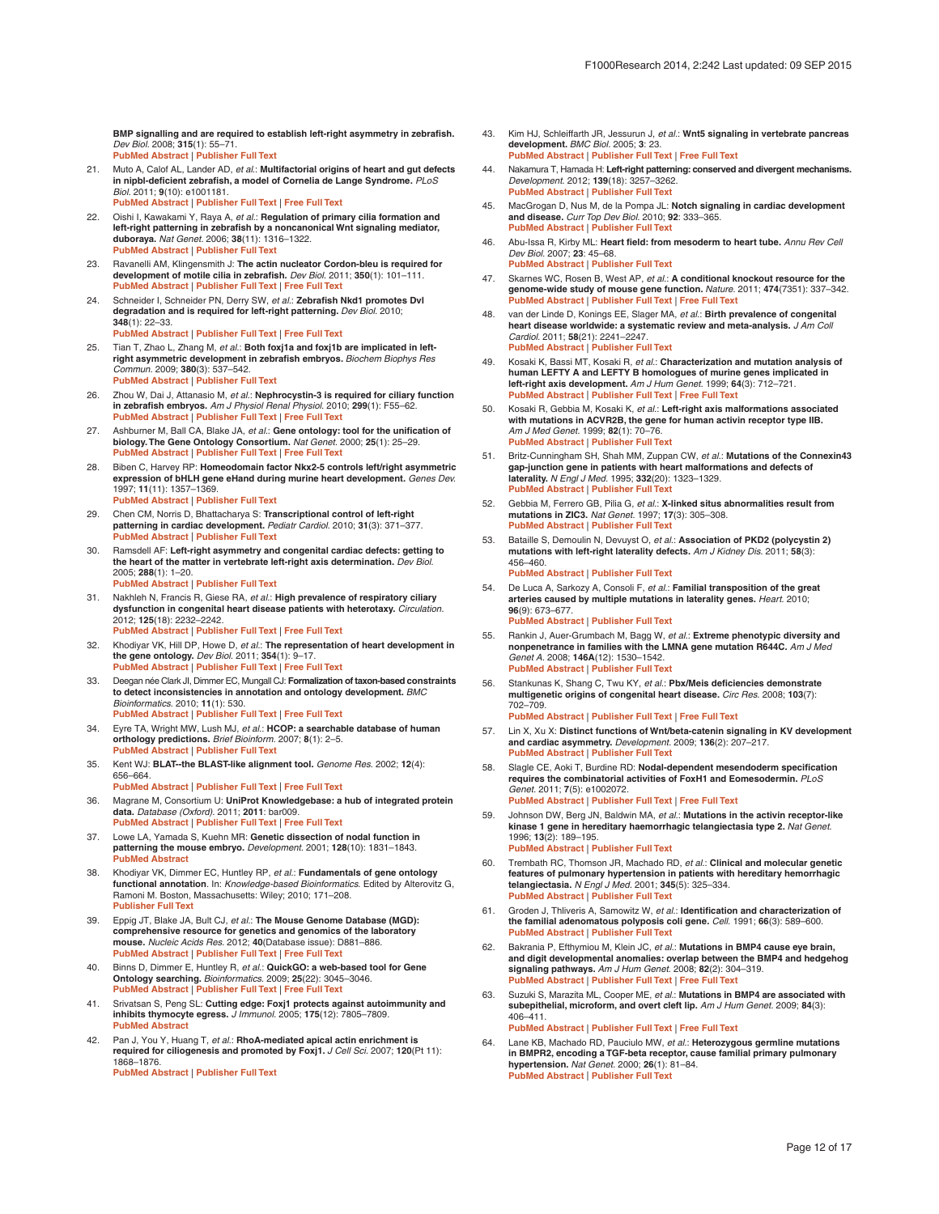**BMP signalling and are required to establish left-right asymmetry in zebrafish.** *Dev Biol.* 2008; **315**(1): 55–71.
PubMed Abstract | Publisher Full Text

21. Muto A, Calof AL, Lander AD, *et al.*: **Multifactorial origins of heart and gut defects in nipbl-deficient zebrafish, a model of Cornelia de Lange Syndrome.** *PLoS Biol.* 2011; **9**(10): e1001181.
PubMed Abstract | Publisher Full Text | Free Full Text

22. Oishi I, Kawakami Y, Raya A, *et al.*: **Regulation of primary cilia formation and left-right patterning in zebrafish by a noncanonical Wnt signaling mediator, duboraya.** *Nat Genet.* 2006; **38**(11): 1316–1322.
PubMed Abstract | Publisher Full Text

23. Ravanelli AM, Klingensmith J: **The actin nucleator Cordon-bleu is required for development of motile cilia in zebrafish.** *Dev Biol.* 2011; **350**(1): 101–111.
PubMed Abstract | Publisher Full Text | Free Full Text

24. Schneider I, Schneider PN, Derry SW, *et al.*: **Zebrafish Nkd1 promotes Dvl degradation and is required for left-right patterning.** *Dev Biol.* 2010; **348**(1): 22–33.
PubMed Abstract | Publisher Full Text | Free Full Text

25. Tian T, Zhao L, Zhang M, *et al.*: **Both foxj1a and foxj1b are implicated in left-right asymmetric development in zebrafish embryos.** *Biochem Biophys Res Commun.* 2009; **380**(3): 537–542.
PubMed Abstract | Publisher Full Text

26. Zhou W, Dai J, Attanasio M, *et al.*: **Nephrocystin-3 is required for ciliary function in zebrafish embryos.** *Am J Physiol Renal Physiol.* 2010; **299**(1): F55–62.
PubMed Abstract | Publisher Full Text | Free Full Text

27. Ashburner M, Ball CA, Blake JA, *et al.*: **Gene ontology: tool for the unification of biology. The Gene Ontology Consortium.** *Nat Genet.* 2000; **25**(1): 25–29.
PubMed Abstract | Publisher Full Text | Free Full Text

28. Biben C, Harvey RP: **Homeodomain factor Nkx2-5 controls left/right asymmetric expression of bHLH gene eHand during murine heart development.** *Genes Dev.* 1997; **11**(11): 1357–1369.
PubMed Abstract | Publisher Full Text

29. Chen CM, Norris D, Bhattacharya S: **Transcriptional control of left-right patterning in cardiac development.** *Pediatr Cardiol.* 2010; **31**(3): 371–377.
PubMed Abstract | Publisher Full Text

30. Ramsdell AF: **Left-right asymmetry and congenital cardiac defects: getting to the heart of the matter in vertebrate left-right axis determination.** *Dev Biol.* 2005; **288**(1): 1–20.
PubMed Abstract | Publisher Full Text

31. Nakhleh N, Francis R, Giese RA, *et al.*: **High prevalence of respiratory ciliary dysfunction in congenital heart disease patients with heterotaxy.** *Circulation.* 2012; **125**(18): 2232–2242.
PubMed Abstract | Publisher Full Text | Free Full Text

32. Khodiyar VK, Hill DP, Howe D, *et al.*: **The representation of heart development in the gene ontology.** *Dev Biol.* 2011; **354**(1): 9–17.
PubMed Abstract | Publisher Full Text | Free Full Text

33. Deegan née Clark JI, Dimmer EC, Mungall CJ: **Formalization of taxon-based constraints to detect inconsistencies in annotation and ontology development.** *BMC Bioinformatics.* 2010; **11**(1): 530.
PubMed Abstract | Publisher Full Text | Free Full Text

34. Eyre TA, Wright MW, Lush MJ, *et al.*: **HCOP: a searchable database of human orthology predictions.** *Brief Bioinform.* 2007; **8**(1): 2–5.
PubMed Abstract | Publisher Full Text

35. Kent WJ: **BLAT--the BLAST-like alignment tool.** *Genome Res.* 2002; **12**(4): 656–664.
PubMed Abstract | Publisher Full Text | Free Full Text

36. Magrane M, Consortium U: **UniProt Knowledgebase: a hub of integrated protein data.** *Database (Oxford).* 2011; **2011**: bar009.
PubMed Abstract | Publisher Full Text | Free Full Text

37. Lowe LA, Yamada S, Kuehn MR: **Genetic dissection of nodal function in patterning the mouse embryo.** *Development.* 2001; **128**(10): 1831–1843.
PubMed Abstract

38. Khodiyar VK, Dimmer EC, Huntley RP, *et al.*: **Fundamentals of gene ontology functional annotation**. In: *Knowledge-based Bioinformatics.* Edited by Alterovitz G, Ramoni M. Boston, Massachusetts: Wiley; 2010; 171–208.
Publisher Full Text

39. Eppig JT, Blake JA, Bult CJ, *et al.*: **The Mouse Genome Database (MGD): comprehensive resource for genetics and genomics of the laboratory mouse.** *Nucleic Acids Res.* 2012; **40**(Database issue): D881–886.
PubMed Abstract | Publisher Full Text | Free Full Text

40. Binns D, Dimmer E, Huntley R, *et al.*: **QuickGO: a web-based tool for Gene Ontology searching.** *Bioinformatics.* 2009; **25**(22): 3045–3046.
PubMed Abstract | Publisher Full Text | Free Full Text

41. Srivatsan S, Peng SL: **Cutting edge: Foxj1 protects against autoimmunity and inhibits thymocyte egress.** *J Immunol.* 2005; **175**(12): 7805–7809.
PubMed Abstract

42. Pan J, You Y, Huang T, *et al.*: **RhoA-mediated apical actin enrichment is required for ciliogenesis and promoted by Foxj1.** *J Cell Sci.* 2007; **120**(Pt 11): 1868–1876.
PubMed Abstract | Publisher Full Text

43. Kim HJ, Schleiffarth JR, Jessurun J, *et al.*: **Wnt5 signaling in vertebrate pancreas development.** *BMC Biol.* 2005; **3**: 23.
PubMed Abstract | Publisher Full Text | Free Full Text

44. Nakamura T, Hamada H: **Left-right patterning: conserved and divergent mechanisms.** *Development.* 2012; **139**(18): 3257–3262.
PubMed Abstract | Publisher Full Text

45. MacGrogan D, Nus M, de la Pompa JL: **Notch signaling in cardiac development and disease.** *Curr Top Dev Biol.* 2010; **92**: 333–365.
PubMed Abstract | Publisher Full Text

46. Abu-Issa R, Kirby ML: **Heart field: from mesoderm to heart tube.** *Annu Rev Cell Dev Biol.* 2007; **23**: 45–68.
PubMed Abstract | Publisher Full Text

47. Skarnes WC, Rosen B, West AP, *et al.*: **A conditional knockout resource for the genome-wide study of mouse gene function.** *Nature.* 2011; **474**(7351): 337–342.
PubMed Abstract | Publisher Full Text | Free Full Text

48. van der Linde D, Konings EE, Slager MA, *et al.*: **Birth prevalence of congenital heart disease worldwide: a systematic review and meta-analysis.** *J Am Coll Cardiol.* 2011; **58**(21): 2241–2247.
PubMed Abstract | Publisher Full Text

49. Kosaki K, Bassi MT, Kosaki R, *et al.*: **Characterization and mutation analysis of human LEFTY A and LEFTY B homologues of murine genes implicated in left-right axis development.** *Am J Hum Genet.* 1999; **64**(3): 712–721.
PubMed Abstract | Publisher Full Text | Free Full Text

50. Kosaki R, Gebbia M, Kosaki K, *et al.*: **Left-right axis malformations associated with mutations in ACVR2B, the gene for human activin receptor type IIB.** *Am J Med Genet.* 1999; **82**(1): 70–76.
PubMed Abstract | Publisher Full Text

51. Britz-Cunningham SH, Shah MM, Zuppan CW, *et al.*: **Mutations of the Connexin43 gap-junction gene in patients with heart malformations and defects of laterality.** *N Engl J Med.* 1995; **332**(20): 1323–1329.
PubMed Abstract | Publisher Full Text

52. Gebbia M, Ferrero GB, Pilia G, *et al.*: **X-linked situs abnormalities result from mutations in ZIC3.** *Nat Genet.* 1997; **17**(3): 305–308.
PubMed Abstract | Publisher Full Text

53. Bataille S, Demoulin N, Devuyst O, *et al.*: **Association of PKD2 (polycystin 2) mutations with left-right laterality defects.** *Am J Kidney Dis.* 2011; **58**(3): 456–460.
PubMed Abstract | Publisher Full Text

54. De Luca A, Sarkozy A, Consoli F, *et al.*: **Familial transposition of the great arteries caused by multiple mutations in laterality genes.** *Heart.* 2010; **96**(9): 673–677.
PubMed Abstract | Publisher Full Text

55. Rankin J, Auer-Grumbach M, Bagg W, *et al.*: **Extreme phenotypic diversity and nonpenetrance in families with the LMNA gene mutation R644C.** *Am J Med Genet A.* 2008; **146A**(12): 1530–1542.
PubMed Abstract | Publisher Full Text

56. Stankunas K, Shang C, Twu KY, *et al.*: **Pbx/Meis deficiencies demonstrate multigenetic origins of congenital heart disease.** *Circ Res.* 2008; **103**(7): 702–709.
PubMed Abstract | Publisher Full Text | Free Full Text

57. Lin X, Xu X: **Distinct functions of Wnt/beta-catenin signaling in KV development and cardiac asymmetry.** *Development.* 2009; **136**(2): 207–217.
PubMed Abstract | Publisher Full Text

58. Slagle CE, Aoki T, Burdine RD: **Nodal-dependent mesendoderm specification requires the combinatorial activities of FoxH1 and Eomesodermin.** *PLoS Genet.* 2011; **7**(5): e1002072.
PubMed Abstract | Publisher Full Text | Free Full Text

59. Johnson DW, Berg JN, Baldwin MA, *et al.*: **Mutations in the activin receptor-like kinase 1 gene in hereditary haemorrhagic telangiectasia type 2.** *Nat Genet.* 1996; **13**(2): 189–195.
PubMed Abstract | Publisher Full Text

60. Trembath RC, Thomson JR, Machado RD, *et al.*: **Clinical and molecular genetic features of pulmonary hypertension in patients with hereditary hemorrhagic telangiectasia.** *N Engl J Med.* 2001; **345**(5): 325–334.
PubMed Abstract | Publisher Full Text

61. Groden J, Thliveris A, Samowitz W, *et al.*: **Identification and characterization of the familial adenomatous polyposis coli gene.** *Cell.* 1991; **66**(3): 589–600.
PubMed Abstract | Publisher Full Text

62. Bakrania P, Efthymiou M, Klein JC, *et al.*: **Mutations in BMP4 cause eye brain, and digit developmental anomalies: overlap between the BMP4 and hedgehog signaling pathways.** *Am J Hum Genet.* 2008; **82**(2): 304–319.
PubMed Abstract | Publisher Full Text | Free Full Text

63. Suzuki S, Marazita ML, Cooper ME, *et al.*: **Mutations in BMP4 are associated with subepithelial, microform, and overt cleft lip.** *Am J Hum Genet.* 2009; **84**(3): 406–411.
PubMed Abstract | Publisher Full Text | Free Full Text

64. Lane KB, Machado RD, Pauciulo MW, *et al.*: **Heterozygous germline mutations in BMPR2, encoding a TGF-beta receptor, cause familial primary pulmonary hypertension.** *Nat Genet.* 2000; **26**(1): 81–84.
PubMed Abstract | Publisher Full Text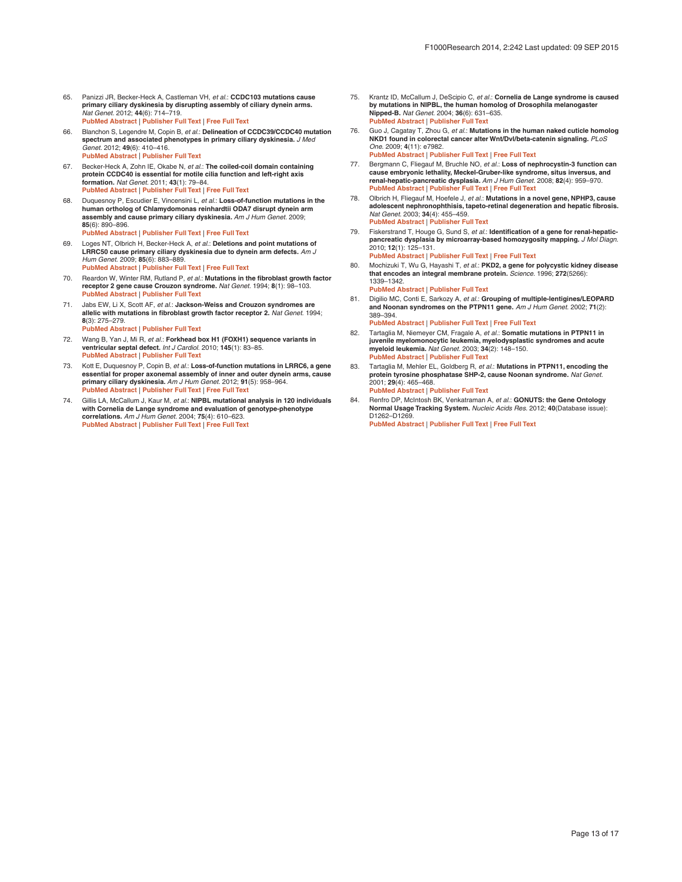65. Panizzi JR, Becker-Heck A, Castleman VH, *et al.*: **CCDC103 mutations cause primary ciliary dyskinesia by disrupting assembly of ciliary dynein arms.** *Nat Genet.* 2012; **44**(6): 714–719.
PubMed Abstract | Publisher Full Text | Free Full Text

66. Blanchon S, Legendre M, Copin B, *et al.*: **Delineation of CCDC39/CCDC40 mutation spectrum and associated phenotypes in primary ciliary dyskinesia.** *J Med Genet.* 2012; **49**(6): 410–416.
PubMed Abstract | Publisher Full Text

67. Becker-Heck A, Zohn IE, Okabe N, *et al.*: **The coiled-coil domain containing protein CCDC40 is essential for motile cilia function and left-right axis formation.** *Nat Genet.* 2011; **43**(1): 79–84.
PubMed Abstract | Publisher Full Text | Free Full Text

68. Duquesnoy P, Escudier E, Vincensini L, *et al.*: **Loss-of-function mutations in the human ortholog of Chlamydomonas reinhardtii ODA7 disrupt dynein arm assembly and cause primary ciliary dyskinesia.** *Am J Hum Genet.* 2009; **85**(6): 890–896.
PubMed Abstract | Publisher Full Text | Free Full Text

69. Loges NT, Olbrich H, Becker-Heck A, *et al.*: **Deletions and point mutations of LRRC50 cause primary ciliary dyskinesia due to dynein arm defects.** *Am J Hum Genet.* 2009; **85**(6): 883–889.
PubMed Abstract | Publisher Full Text | Free Full Text

70. Reardon W, Winter RM, Rutland P, *et al.*: **Mutations in the fibroblast growth factor receptor 2 gene cause Crouzon syndrome.** *Nat Genet.* 1994; **8**(1): 98–103.
PubMed Abstract | Publisher Full Text

71. Jabs EW, Li X, Scott AF, *et al.*: **Jackson-Weiss and Crouzon syndromes are allelic with mutations in fibroblast growth factor receptor 2.** *Nat Genet.* 1994; **8**(3): 275–279.
PubMed Abstract | Publisher Full Text

72. Wang B, Yan J, Mi R, *et al.*: **Forkhead box H1 (FOXH1) sequence variants in ventricular septal defect.** *Int J Cardiol.* 2010; **145**(1): 83–85.
PubMed Abstract | Publisher Full Text

73. Kott E, Duquesnoy P, Copin B, *et al.*: **Loss-of-function mutations in LRRC6, a gene essential for proper axonemal assembly of inner and outer dynein arms, cause primary ciliary dyskinesia.** *Am J Hum Genet.* 2012; **91**(5): 958–964.
PubMed Abstract | Publisher Full Text | Free Full Text

74. Gillis LA, McCallum J, Kaur M, *et al.*: **NIPBL mutational analysis in 120 individuals with Cornelia de Lange syndrome and evaluation of genotype-phenotype correlations.** *Am J Hum Genet.* 2004; **75**(4): 610–623.
PubMed Abstract | Publisher Full Text | Free Full Text

75. Krantz ID, McCallum J, DeScipio C, *et al.*: **Cornelia de Lange syndrome is caused by mutations in NIPBL, the human homolog of Drosophila melanogaster Nipped-B.** *Nat Genet.* 2004; **36**(6): 631–635.
PubMed Abstract | Publisher Full Text

76. Guo J, Cagatay T, Zhou G, *et al.*: **Mutations in the human naked cuticle homolog NKD1 found in colorectal cancer alter Wnt/Dvl/beta-catenin signaling.** *PLoS One.* 2009; **4**(11): e7982.
PubMed Abstract | Publisher Full Text | Free Full Text

77. Bergmann C, Fliegauf M, Bruchle NO, *et al.*: **Loss of nephrocystin-3 function can cause embryonic lethality, Meckel-Gruber-like syndrome, situs inversus, and renal-hepatic-pancreatic dysplasia.** *Am J Hum Genet.* 2008; **82**(4): 959–970.
PubMed Abstract | Publisher Full Text | Free Full Text

78. Olbrich H, Fliegauf M, Hoefele J, *et al.*: **Mutations in a novel gene, NPHP3, cause adolescent nephronophthisis, tapeto-retinal degeneration and hepatic fibrosis.** *Nat Genet.* 2003; **34**(4): 455–459.
PubMed Abstract | Publisher Full Text

79. Fiskerstrand T, Houge G, Sund S, *et al.*: **Identification of a gene for renal-hepatic-pancreatic dysplasia by microarray-based homozygosity mapping.** *J Mol Diagn.* 2010; **12**(1): 125–131.
PubMed Abstract | Publisher Full Text | Free Full Text

80. Mochizuki T, Wu G, Hayashi T, *et al.*: **PKD2, a gene for polycystic kidney disease that encodes an integral membrane protein.** *Science.* 1996; **272**(5266): 1339–1342.
PubMed Abstract | Publisher Full Text

81. Digilio MC, Conti E, Sarkozy A, *et al.*: **Grouping of multiple-lentigines/LEOPARD and Noonan syndromes on the PTPN11 gene.** *Am J Hum Genet.* 2002; **71**(2): 389–394.
PubMed Abstract | Publisher Full Text | Free Full Text

82. Tartaglia M, Niemeyer CM, Fragale A, *et al.*: **Somatic mutations in PTPN11 in juvenile myelomonocytic leukemia, myelodysplastic syndromes and acute myeloid leukemia.** *Nat Genet.* 2003; **34**(2): 148–150.
PubMed Abstract | Publisher Full Text

83. Tartaglia M, Mehler EL, Goldberg R, *et al.*: **Mutations in PTPN11, encoding the protein tyrosine phosphatase SHP-2, cause Noonan syndrome.** *Nat Genet.* 2001; **29**(4): 465–468.
PubMed Abstract | Publisher Full Text

84. Renfro DP, McIntosh BK, Venkatraman A, *et al.*: **GONUTS: the Gene Ontology Normal Usage Tracking System.** *Nucleic Acids Res.* 2012; **40**(Database issue): D1262–D1269.
PubMed Abstract | Publisher Full Text | Free Full Text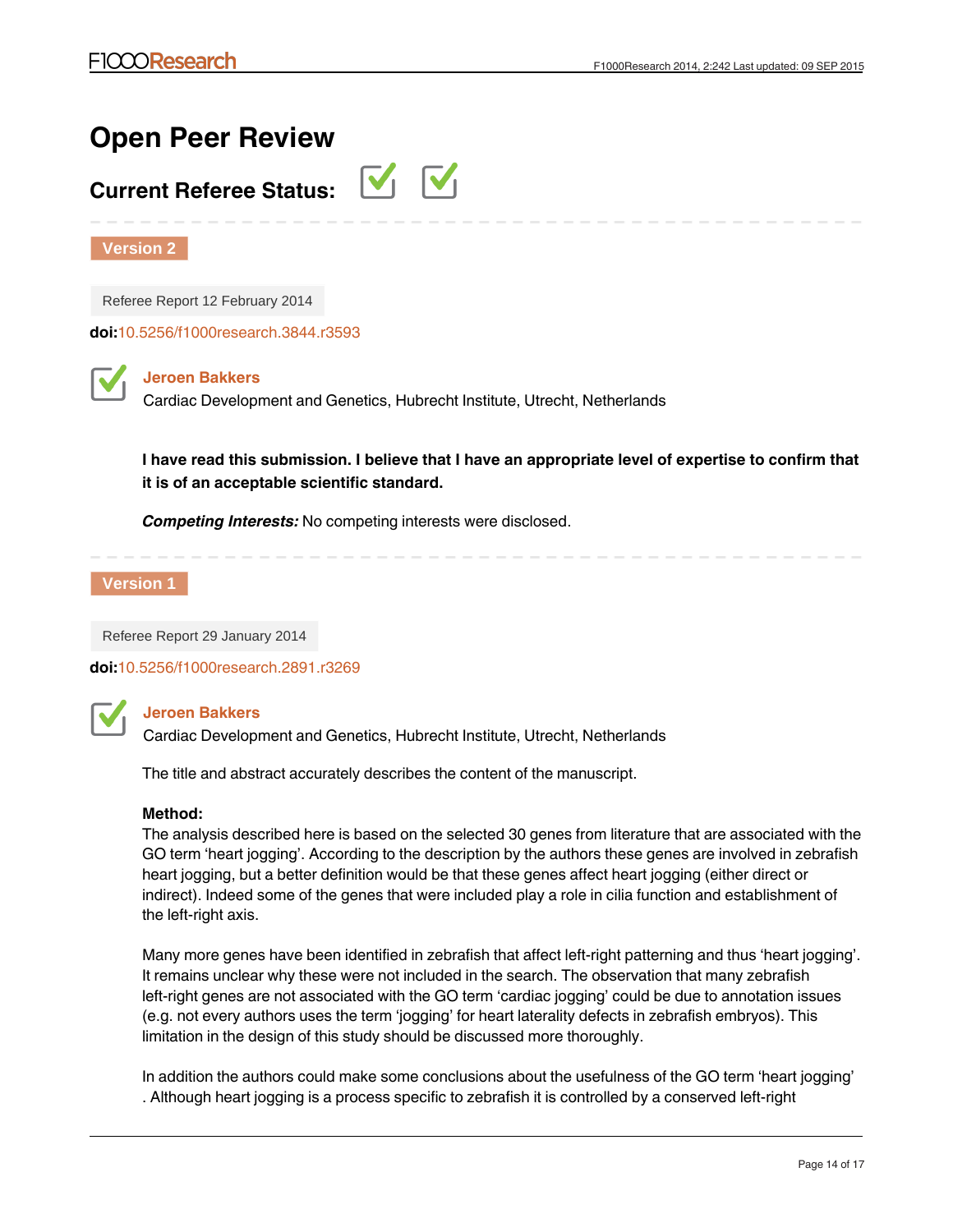# Open Peer Review

## Current Referee Status: ✔ ✔

**Version 2**

Referee Report 12 February 2014

**doi:**10.5256/f1000research.3844.r3593

**Jeroen Bakkers**
Cardiac Development and Genetics, Hubrecht Institute, Utrecht, Netherlands

**I have read this submission. I believe that I have an appropriate level of expertise to confirm that it is of an acceptable scientific standard.**

***Competing Interests:*** No competing interests were disclosed.

**Version 1**

Referee Report 29 January 2014

**doi:**10.5256/f1000research.2891.r3269

**Jeroen Bakkers**
Cardiac Development and Genetics, Hubrecht Institute, Utrecht, Netherlands

The title and abstract accurately describes the content of the manuscript.

**Method:**
The analysis described here is based on the selected 30 genes from literature that are associated with the GO term 'heart jogging'. According to the description by the authors these genes are involved in zebrafish heart jogging, but a better definition would be that these genes affect heart jogging (either direct or indirect). Indeed some of the genes that were included play a role in cilia function and establishment of the left-right axis.

Many more genes have been identified in zebrafish that affect left-right patterning and thus 'heart jogging'. It remains unclear why these were not included in the search. The observation that many zebrafish left-right genes are not associated with the GO term 'cardiac jogging' could be due to annotation issues (e.g. not every authors uses the term 'jogging' for heart laterality defects in zebrafish embryos). This limitation in the design of this study should be discussed more thoroughly.

In addition the authors could make some conclusions about the usefulness of the GO term 'heart jogging' . Although heart jogging is a process specific to zebrafish it is controlled by a conserved left-right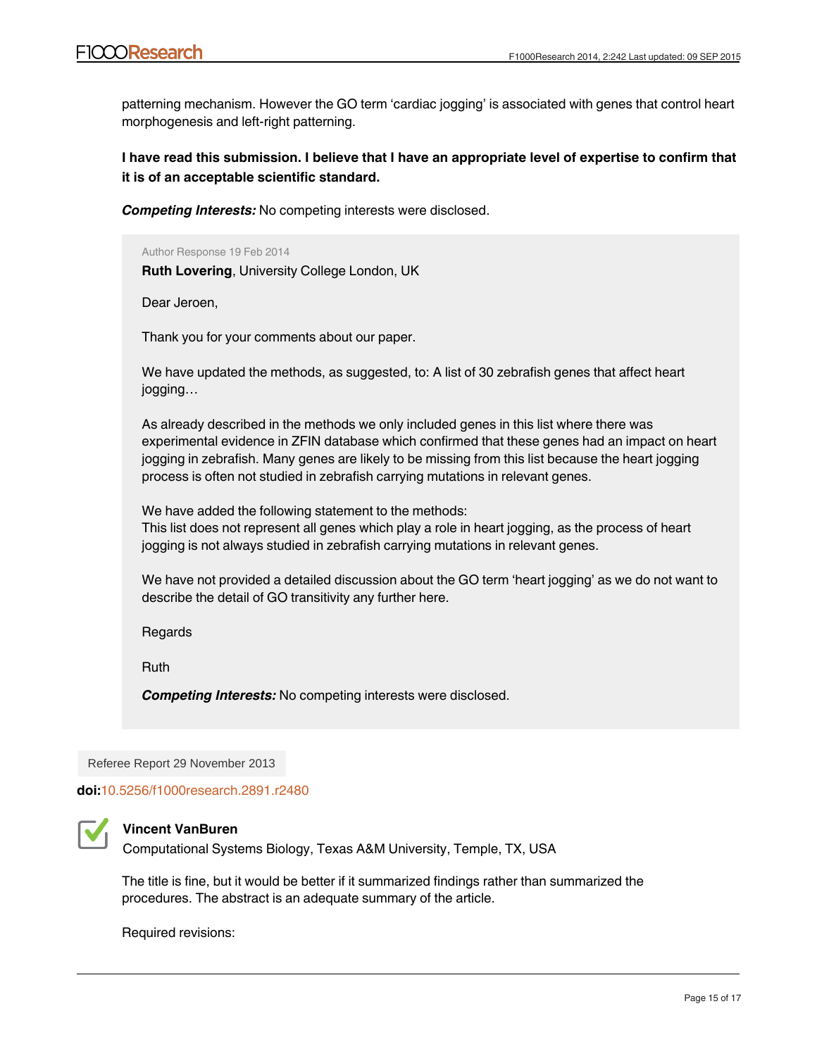patterning mechanism. However the GO term 'cardiac jogging' is associated with genes that control heart morphogenesis and left-right patterning.

**I have read this submission. I believe that I have an appropriate level of expertise to confirm that it is of an acceptable scientific standard.**

***Competing Interests:*** No competing interests were disclosed.

> Author Response 19 Feb 2014
>
> **Ruth Lovering**, University College London, UK
>
> Dear Jeroen,
>
> Thank you for your comments about our paper.
>
> We have updated the methods, as suggested, to: A list of 30 zebrafish genes that affect heart jogging…
>
> As already described in the methods we only included genes in this list where there was experimental evidence in ZFIN database which confirmed that these genes had an impact on heart jogging in zebrafish. Many genes are likely to be missing from this list because the heart jogging process is often not studied in zebrafish carrying mutations in relevant genes.
>
> We have added the following statement to the methods:
> This list does not represent all genes which play a role in heart jogging, as the process of heart jogging is not always studied in zebrafish carrying mutations in relevant genes.
>
> We have not provided a detailed discussion about the GO term 'heart jogging' as we do not want to describe the detail of GO transitivity any further here.
>
> Regards
>
> Ruth
>
> ***Competing Interests:*** No competing interests were disclosed.

Referee Report 29 November 2013

**doi:**10.5256/f1000research.2891.r2480

**Vincent VanBuren**
Computational Systems Biology, Texas A&M University, Temple, TX, USA

The title is fine, but it would be better if it summarized findings rather than summarized the procedures. The abstract is an adequate summary of the article.

Required revisions: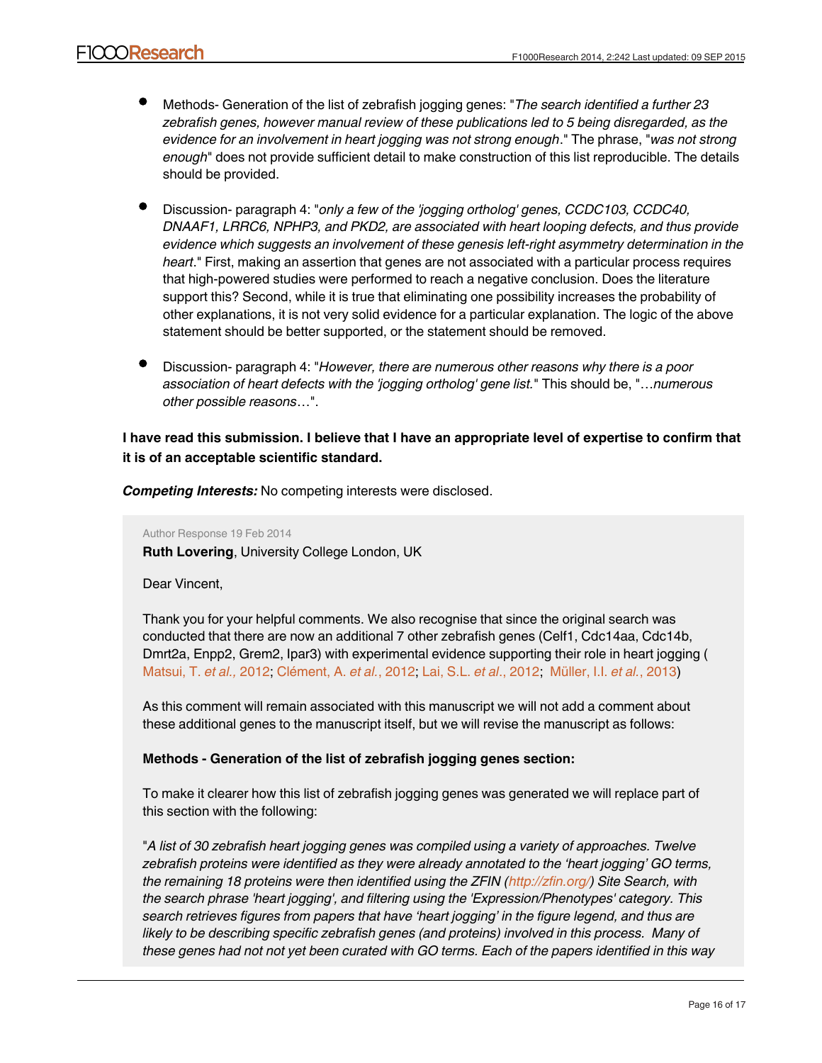- Methods- Generation of the list of zebrafish jogging genes: "*The search identified a further 23 zebrafish genes, however manual review of these publications led to 5 being disregarded, as the evidence for an involvement in heart jogging was not strong enough*." The phrase, "*was not strong enough*" does not provide sufficient detail to make construction of this list reproducible. The details should be provided.

- Discussion- paragraph 4: "*only a few of the 'jogging ortholog' genes, CCDC103, CCDC40, DNAAF1, LRRC6, NPHP3, and PKD2, are associated with heart looping defects, and thus provide evidence which suggests an involvement of these genesis left-right asymmetry determination in the heart*." First, making an assertion that genes are not associated with a particular process requires that high-powered studies were performed to reach a negative conclusion. Does the literature support this? Second, while it is true that eliminating one possibility increases the probability of other explanations, it is not very solid evidence for a particular explanation. The logic of the above statement should be better supported, or the statement should be removed.

- Discussion- paragraph 4: "*However, there are numerous other reasons why there is a poor association of heart defects with the 'jogging ortholog' gene list.*" This should be, "…*numerous other possible reasons*…".

**I have read this submission. I believe that I have an appropriate level of expertise to confirm that it is of an acceptable scientific standard.**

***Competing Interests:*** No competing interests were disclosed.

Author Response 19 Feb 2014

**Ruth Lovering**, University College London, UK

Dear Vincent,

Thank you for your helpful comments. We also recognise that since the original search was conducted that there are now an additional 7 other zebrafish genes (Celf1, Cdc14aa, Cdc14b, Dmrt2a, Enpp2, Grem2, Ipar3) with experimental evidence supporting their role in heart jogging (Matsui, T. *et al.,* 2012; Clément, A. *et al.*, 2012; Lai, S.L. *et al.*, 2012; Müller, I.I. *et al.*, 2013)

As this comment will remain associated with this manuscript we will not add a comment about these additional genes to the manuscript itself, but we will revise the manuscript as follows:

**Methods - Generation of the list of zebrafish jogging genes section:**

To make it clearer how this list of zebrafish jogging genes was generated we will replace part of this section with the following:

"*A list of 30 zebrafish heart jogging genes was compiled using a variety of approaches. Twelve zebrafish proteins were identified as they were already annotated to the 'heart jogging' GO terms, the remaining 18 proteins were then identified using the ZFIN (http://zfin.org/) Site Search, with the search phrase 'heart jogging', and filtering using the 'Expression/Phenotypes' category. This search retrieves figures from papers that have 'heart jogging' in the figure legend, and thus are likely to be describing specific zebrafish genes (and proteins) involved in this process. Many of these genes had not not yet been curated with GO terms. Each of the papers identified in this way*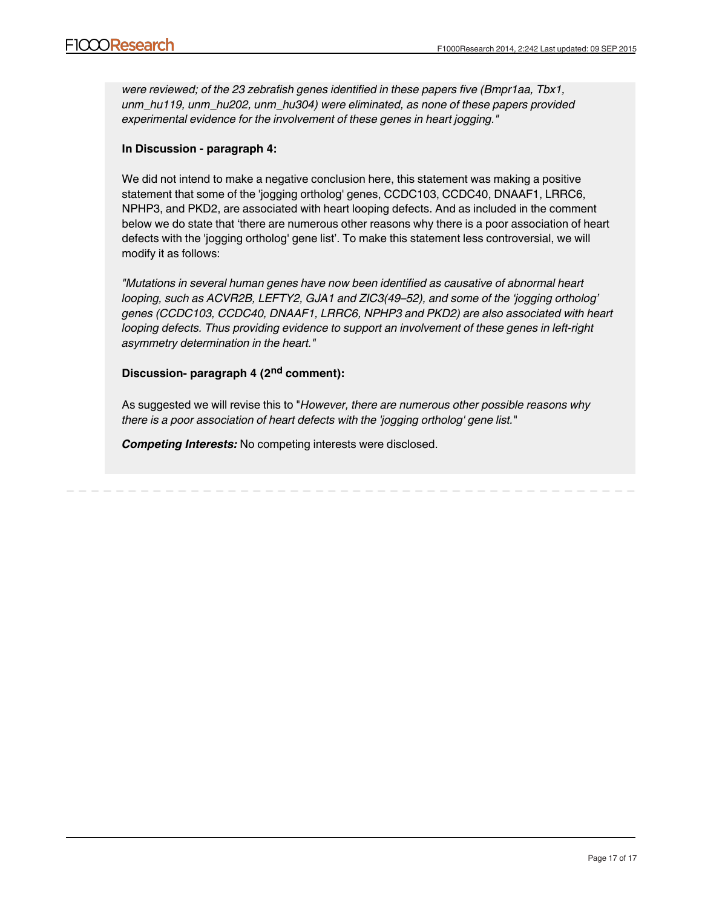*were reviewed; of the 23 zebrafish genes identified in these papers five (Bmpr1aa, Tbx1, unm_hu119, unm_hu202, unm_hu304) were eliminated, as none of these papers provided experimental evidence for the involvement of these genes in heart jogging."*

**In Discussion - paragraph 4:**

We did not intend to make a negative conclusion here, this statement was making a positive statement that some of the 'jogging ortholog' genes, CCDC103, CCDC40, DNAAF1, LRRC6, NPHP3, and PKD2, are associated with heart looping defects. And as included in the comment below we do state that 'there are numerous other reasons why there is a poor association of heart defects with the 'jogging ortholog' gene list'. To make this statement less controversial, we will modify it as follows:

*"Mutations in several human genes have now been identified as causative of abnormal heart looping, such as ACVR2B, LEFTY2, GJA1 and ZIC3(49–52), and some of the 'jogging ortholog' genes (CCDC103, CCDC40, DNAAF1, LRRC6, NPHP3 and PKD2) are also associated with heart looping defects. Thus providing evidence to support an involvement of these genes in left-right asymmetry determination in the heart."*

**Discussion- paragraph 4 (2nd comment):**

As suggested we will revise this to "*However, there are numerous other possible reasons why there is a poor association of heart defects with the 'jogging ortholog' gene list.*"

***Competing Interests:*** No competing interests were disclosed.